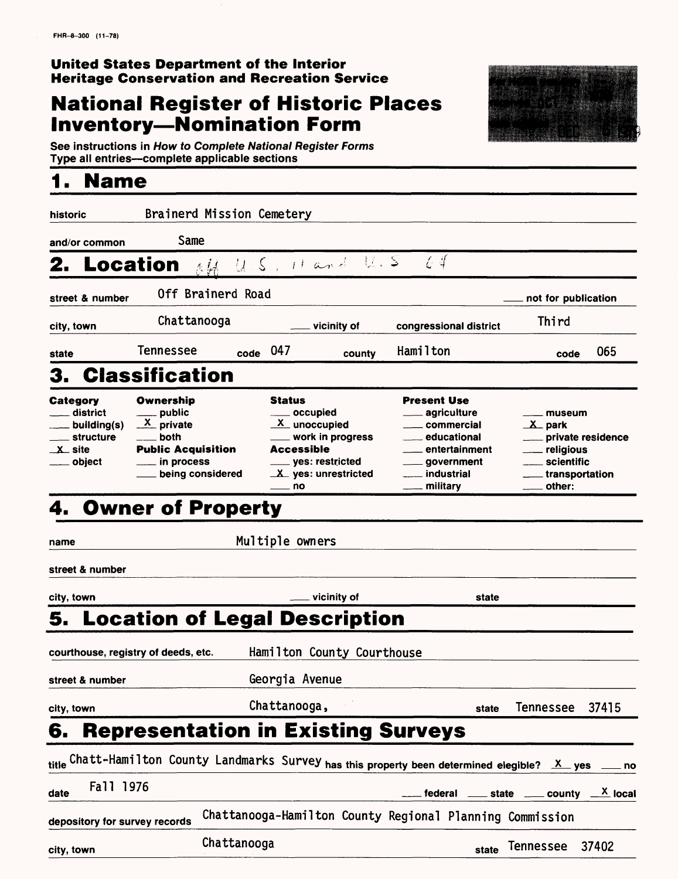FHR-8-300 (11-78)

**United States Department of the Interior**
**Heritage Conservation and Recreation Service**

# National Register of Historic Places Inventory—Nomination Form

See instructions in *How to Complete National Register Forms*
Type all entries—complete applicable sections

## 1. Name

historic Brainerd Mission Cemetery

and/or common Same

## 2. Location

off U.S. 11 and U.S. 64

street & number Off Brainerd Road ___ not for publication

city, town Chattanooga ___ vicinity of congressional district Third

state Tennessee code 047 county Hamilton code 065

## 3. Classification

| Category | Ownership | Status | Present Use | |
|---|---|---|---|---|
| ___ district | ___ public | ___ occupied | ___ agriculture | ___ museum |
| ___ building(s) | X private | X unoccupied | ___ commercial | X park |
| ___ structure | ___ both | ___ work in progress | ___ educational | ___ private residence |
| X site | **Public Acquisition** | **Accessible** | ___ entertainment | ___ religious |
| ___ object | ___ in process | ___ yes: restricted | ___ government | ___ scientific |
| | ___ being considered | X yes: unrestricted | ___ industrial | ___ transportation |
| | | ___ no | ___ military | ___ other: |

## 4. Owner of Property

name Multiple owners

street & number

city, town ___ vicinity of state

## 5. Location of Legal Description

courthouse, registry of deeds, etc. Hamilton County Courthouse

street & number Georgia Avenue

city, town Chattanooga, state Tennessee 37415

## 6. Representation in Existing Surveys

title Chatt-Hamilton County Landmarks Survey has this property been determined elegible? X yes ___ no

date Fall 1976 ___ federal ___ state ___ county X local

depository for survey records Chattanooga-Hamilton County Regional Planning Commission

city, town Chattanooga state Tennessee 37402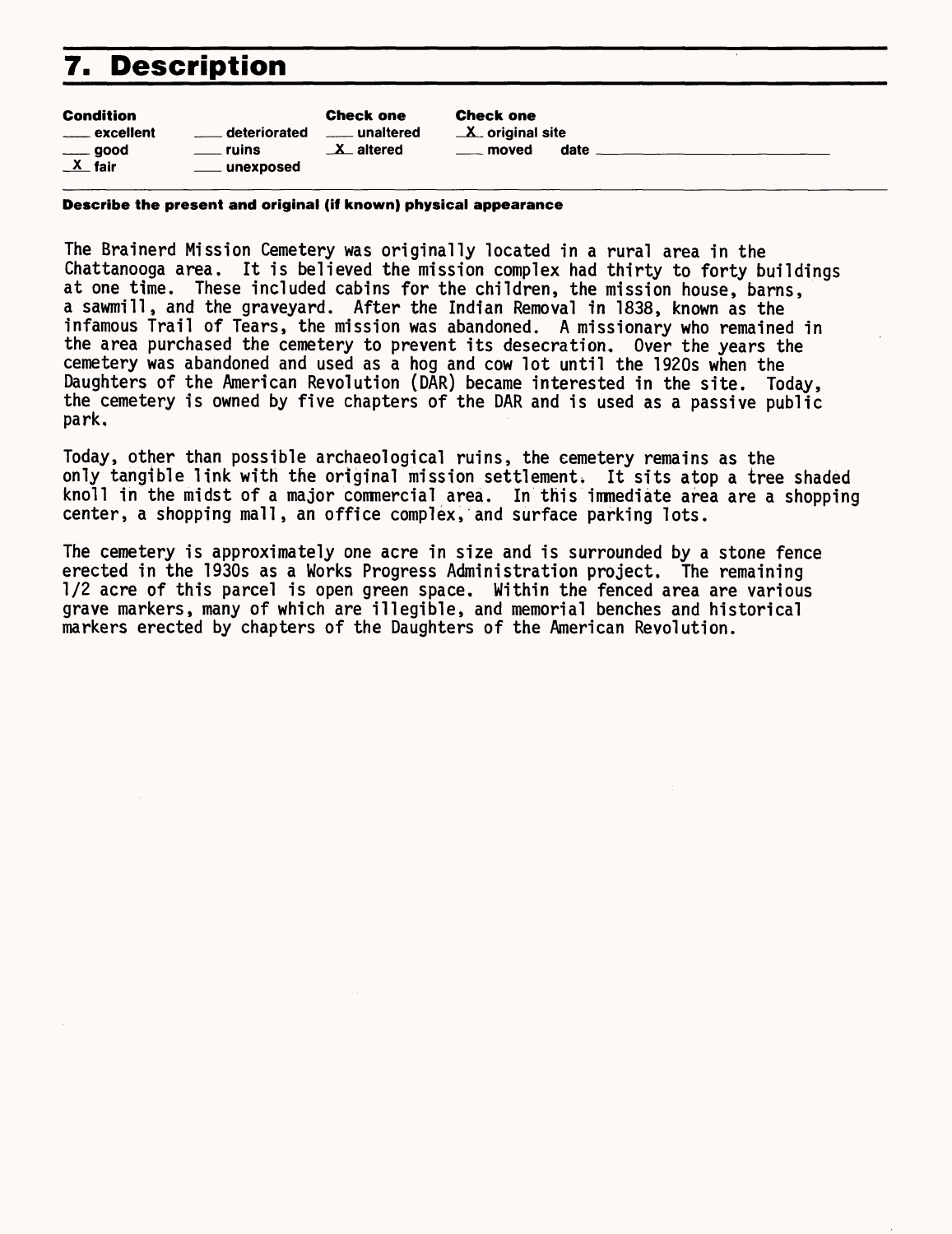# 7. Description

| Condition | | Check one | Check one |
| --- | --- | --- | --- |
| ___ excellent | ___ deteriorated | ___ unaltered | _X_ original site |
| ___ good | ___ ruins | _X_ altered | ___ moved date ______ |
| _X_ fair | ___ unexposed | | |

**Describe the present and original (if known) physical appearance**

The Brainerd Mission Cemetery was originally located in a rural area in the Chattanooga area. It is believed the mission complex had thirty to forty buildings at one time. These included cabins for the children, the mission house, barns, a sawmill, and the graveyard. After the Indian Removal in 1838, known as the infamous Trail of Tears, the mission was abandoned. A missionary who remained in the area purchased the cemetery to prevent its desecration. Over the years the cemetery was abandoned and used as a hog and cow lot until the 1920s when the Daughters of the American Revolution (DAR) became interested in the site. Today, the cemetery is owned by five chapters of the DAR and is used as a passive public park.

Today, other than possible archaeological ruins, the cemetery remains as the only tangible link with the original mission settlement. It sits atop a tree shaded knoll in the midst of a major commercial area. In this immediate area are a shopping center, a shopping mall, an office complex, and surface parking lots.

The cemetery is approximately one acre in size and is surrounded by a stone fence erected in the 1930s as a Works Progress Administration project. The remaining 1/2 acre of this parcel is open green space. Within the fenced area are various grave markers, many of which are illegible, and memorial benches and historical markers erected by chapters of the Daughters of the American Revolution.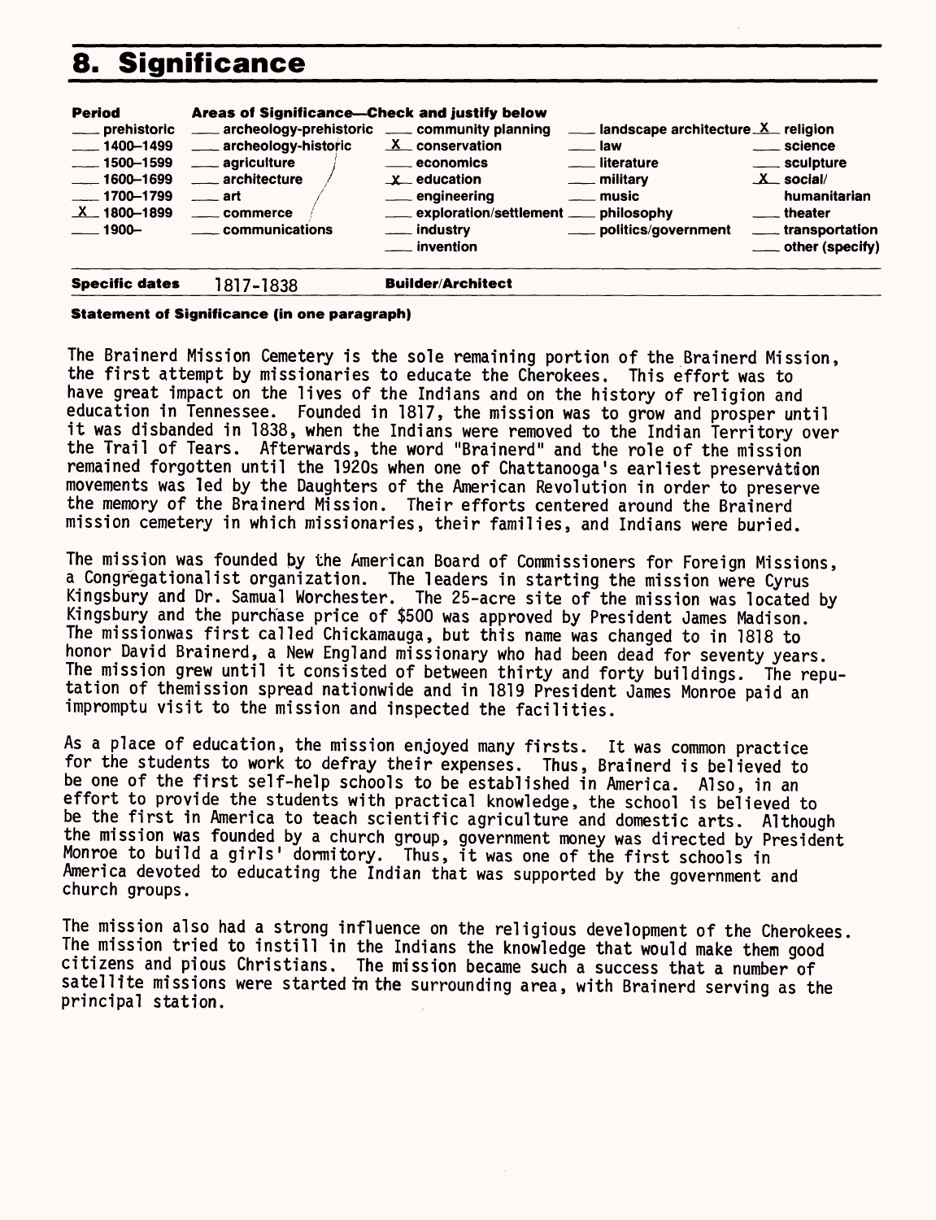# 8. Significance

| Period | Areas of Significance—Check and justify below | | | |
|---|---|---|---|---|
| ___ prehistoric | ___ archeology-prehistoric | ___ community planning | ___ landscape architecture | X religion |
| ___ 1400–1499 | ___ archeology-historic | X conservation | ___ law | ___ science |
| ___ 1500–1599 | ___ agriculture | ___ economics | ___ literature | ___ sculpture |
| ___ 1600–1699 | ___ architecture | X education | ___ military | X social/humanitarian |
| ___ 1700–1799 | ___ art | ___ engineering | ___ music | ___ theater |
| X 1800–1899 | ___ commerce | ___ exploration/settlement | ___ philosophy | ___ transportation |
| ___ 1900– | ___ communications | ___ industry | ___ politics/government | ___ other (specify) |
| | | ___ invention | | |

**Specific dates** 1817-1838 **Builder/Architect**

**Statement of Significance (in one paragraph)**

The Brainerd Mission Cemetery is the sole remaining portion of the Brainerd Mission, the first attempt by missionaries to educate the Cherokees. This effort was to have great impact on the lives of the Indians and on the history of religion and education in Tennessee. Founded in 1817, the mission was to grow and prosper until it was disbanded in 1838, when the Indians were removed to the Indian Territory over the Trail of Tears. Afterwards, the word "Brainerd" and the role of the mission remained forgotten until the 1920s when one of Chattanooga's earliest preservation movements was led by the Daughters of the American Revolution in order to preserve the memory of the Brainerd Mission. Their efforts centered around the Brainerd mission cemetery in which missionaries, their families, and Indians were buried.

The mission was founded by the American Board of Commissioners for Foreign Missions, a Congregationalist organization. The leaders in starting the mission were Cyrus Kingsbury and Dr. Samual Worchester. The 25-acre site of the mission was located by Kingsbury and the purchase price of $500 was approved by President James Madison. The missionwas first called Chickamauga, but this name was changed to in 1818 to honor David Brainerd, a New England missionary who had been dead for seventy years. The mission grew until it consisted of between thirty and forty buildings. The reputation of themission spread nationwide and in 1819 President James Monroe paid an impromptu visit to the mission and inspected the facilities.

As a place of education, the mission enjoyed many firsts. It was common practice for the students to work to defray their expenses. Thus, Brainerd is believed to be one of the first self-help schools to be established in America. Also, in an effort to provide the students with practical knowledge, the school is believed to be the first in America to teach scientific agriculture and domestic arts. Although the mission was founded by a church group, government money was directed by President Monroe to build a girls' dormitory. Thus, it was one of the first schools in America devoted to educating the Indian that was supported by the government and church groups.

The mission also had a strong influence on the religious development of the Cherokees. The mission tried to instill in the Indians the knowledge that would make them good citizens and pious Christians. The mission became such a success that a number of satellite missions were started in the surrounding area, with Brainerd serving as the principal station.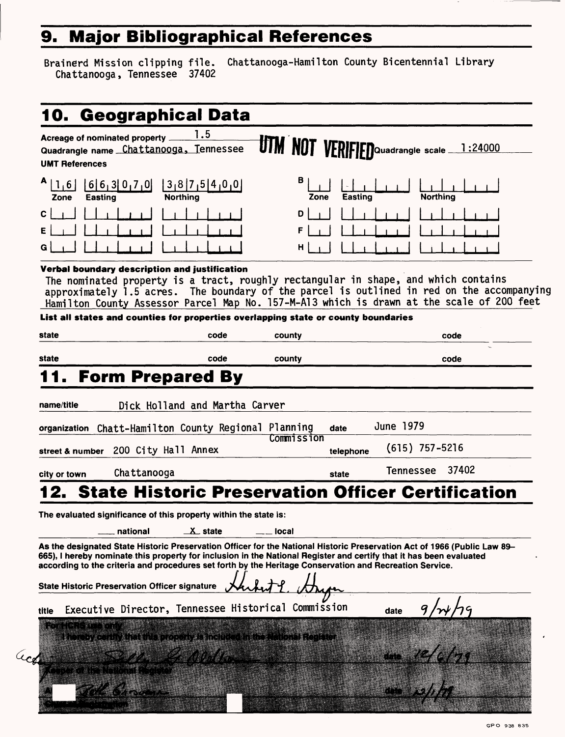## 9. Major Bibliographical References

Brainerd Mission clipping file. Chattanooga-Hamilton County Bicentennial Library
Chattanooga, Tennessee 37402

## 10. Geographical Data

Acreage of nominated property 1.5

Quadrangle name Chattanooga, Tennessee **UTM NOT VERIFIED** Quadrangle scale 1:24000

UMT References

| | Zone | Easting | Northing | | Zone | Easting | Northing |
|---|---|---|---|---|---|---|---|
| A | 16 | 663070 | 3875400 | B | | | |
| C | | | | D | | | |
| E | | | | F | | | |
| G | | | | H | | | |

**Verbal boundary description and justification**

The nominated property is a tract, roughly rectangular in shape, and which contains approximately 1.5 acres. The boundary of the parcel is outlined in red on the accompanying Hamilton County Assessor Parcel Map No. 157-M-A13 which is drawn at the scale of 200 feet

**List all states and counties for properties overlapping state or county boundaries**

| state | code | county | code |
|---|---|---|---|
| state | code | county | code |

## 11. Form Prepared By

name/title Dick Holland and Martha Carver

organization Chatt-Hamilton County Regional Planning Commission — date June 1979

street & number 200 City Hall Annex — telephone (615) 757-5216

city or town Chattanooga — state Tennessee 37402

## 12. State Historic Preservation Officer Certification

The evaluated significance of this property within the state is:

___ national  X state  ___ local

As the designated State Historic Preservation Officer for the National Historic Preservation Act of 1966 (Public Law 89-665), I hereby nominate this property for inclusion in the National Register and certify that it has been evaluated according to the criteria and procedures set forth by the Heritage Conservation and Recreation Service.

State Historic Preservation Officer signature Herbert L. Harper

title Executive Director, Tennessee Historical Commission — date 9/24/79

For HCRS use only

I hereby certify that this property is included in the National Register

acting Keeper of the National Register — date 12/6/79

Attest: — date 12/1/79

Chief of Registration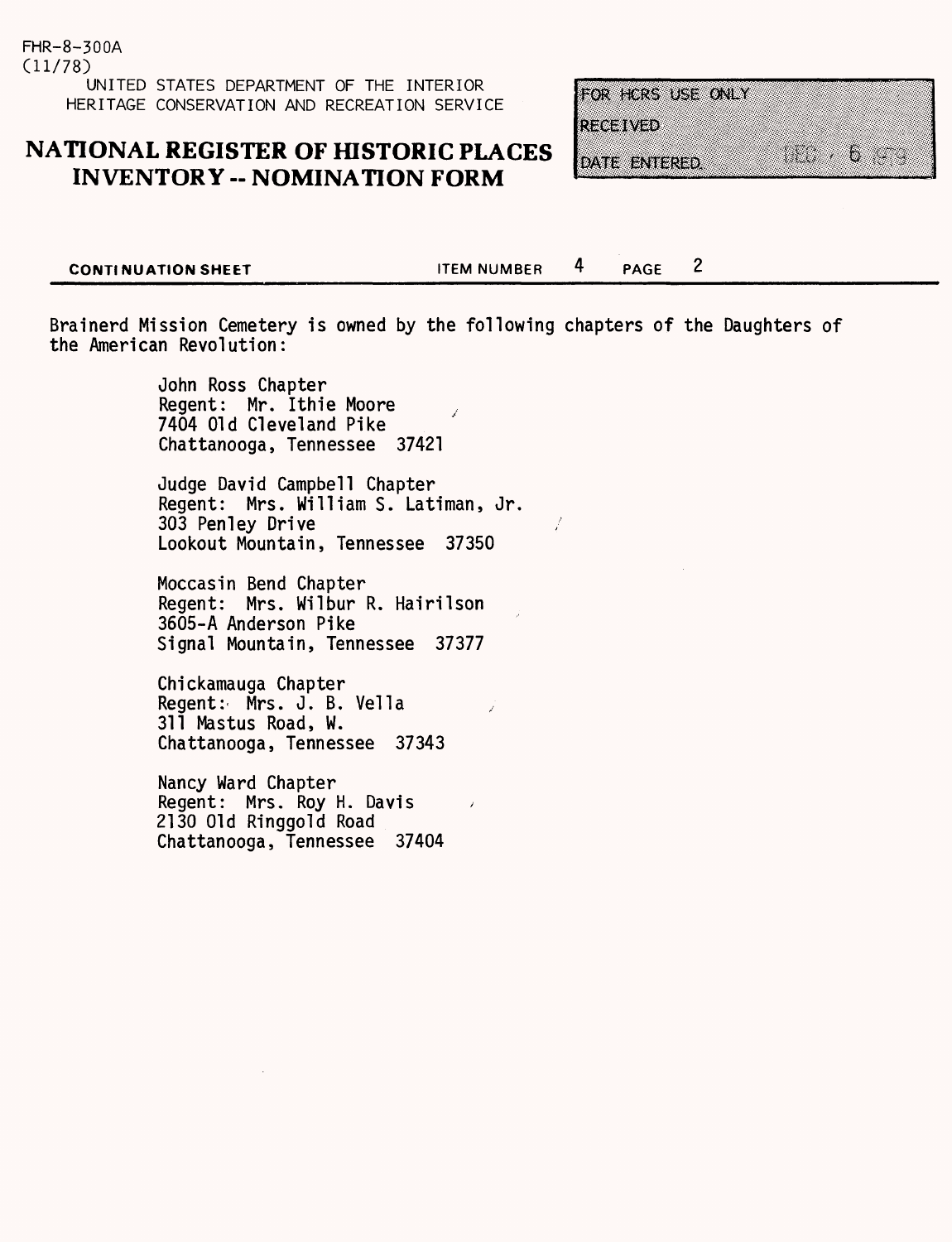FHR-8-300A
(11/78)

UNITED STATES DEPARTMENT OF THE INTERIOR
HERITAGE CONSERVATION AND RECREATION SERVICE

# NATIONAL REGISTER OF HISTORIC PLACES INVENTORY -- NOMINATION FORM

FOR HCRS USE ONLY
RECEIVED
DATE ENTERED DEC 6 1979

**CONTINUATION SHEET** ITEM NUMBER 4 PAGE 2

Brainerd Mission Cemetery is owned by the following chapters of the Daughters of the American Revolution:

John Ross Chapter
Regent: Mr. Ithie Moore
7404 Old Cleveland Pike
Chattanooga, Tennessee 37421

Judge David Campbell Chapter
Regent: Mrs. William S. Latiman, Jr.
303 Penley Drive
Lookout Mountain, Tennessee 37350

Moccasin Bend Chapter
Regent: Mrs. Wilbur R. Hairilson
3605-A Anderson Pike
Signal Mountain, Tennessee 37377

Chickamauga Chapter
Regent: Mrs. J. B. Vella
311 Mastus Road, W.
Chattanooga, Tennessee 37343

Nancy Ward Chapter
Regent: Mrs. Roy H. Davis
2130 Old Ringgold Road
Chattanooga, Tennessee 37404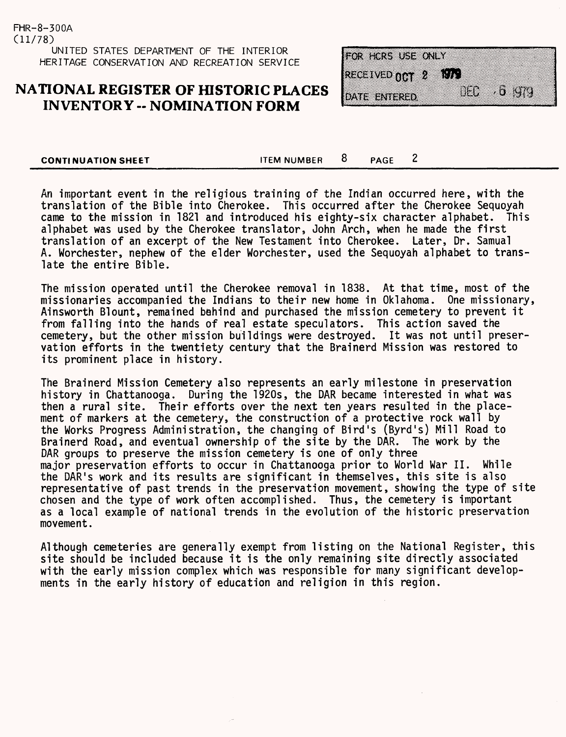FHR-8-300A
(11/78)

UNITED STATES DEPARTMENT OF THE INTERIOR
HERITAGE CONSERVATION AND RECREATION SERVICE

# NATIONAL REGISTER OF HISTORIC PLACES INVENTORY -- NOMINATION FORM

FOR HCRS USE ONLY
RECEIVED OCT 2 1979
DATE ENTERED DEC 6 1979

**CONTINUATION SHEET** ITEM NUMBER 8 PAGE 2

An important event in the religious training of the Indian occurred here, with the translation of the Bible into Cherokee. This occurred after the Cherokee Sequoyah came to the mission in 1821 and introduced his eighty-six character alphabet. This alphabet was used by the Cherokee translator, John Arch, when he made the first translation of an excerpt of the New Testament into Cherokee. Later, Dr. Samual A. Worchester, nephew of the elder Worchester, used the Sequoyah alphabet to translate the entire Bible.

The mission operated until the Cherokee removal in 1838. At that time, most of the missionaries accompanied the Indians to their new home in Oklahoma. One missionary, Ainsworth Blount, remained behind and purchased the mission cemetery to prevent it from falling into the hands of real estate speculators. This action saved the cemetery, but the other mission buildings were destroyed. It was not until preservation efforts in the twentiety century that the Brainerd Mission was restored to its prominent place in history.

The Brainerd Mission Cemetery also represents an early milestone in preservation history in Chattanooga. During the 1920s, the DAR became interested in what was then a rural site. Their efforts over the next ten years resulted in the placement of markers at the cemetery, the construction of a protective rock wall by the Works Progress Administration, the changing of Bird's (Byrd's) Mill Road to Brainerd Road, and eventual ownership of the site by the DAR. The work by the DAR groups to preserve the mission cemetery is one of only three major preservation efforts to occur in Chattanooga prior to World War II. While the DAR's work and its results are significant in themselves, this site is also representative of past trends in the preservation movement, showing the type of site chosen and the type of work often accomplished. Thus, the cemetery is important as a local example of national trends in the evolution of the historic preservation movement.

Although cemeteries are generally exempt from listing on the National Register, this site should be included because it is the only remaining site directly associated with the early mission complex which was responsible for many significant developments in the early history of education and religion in this region.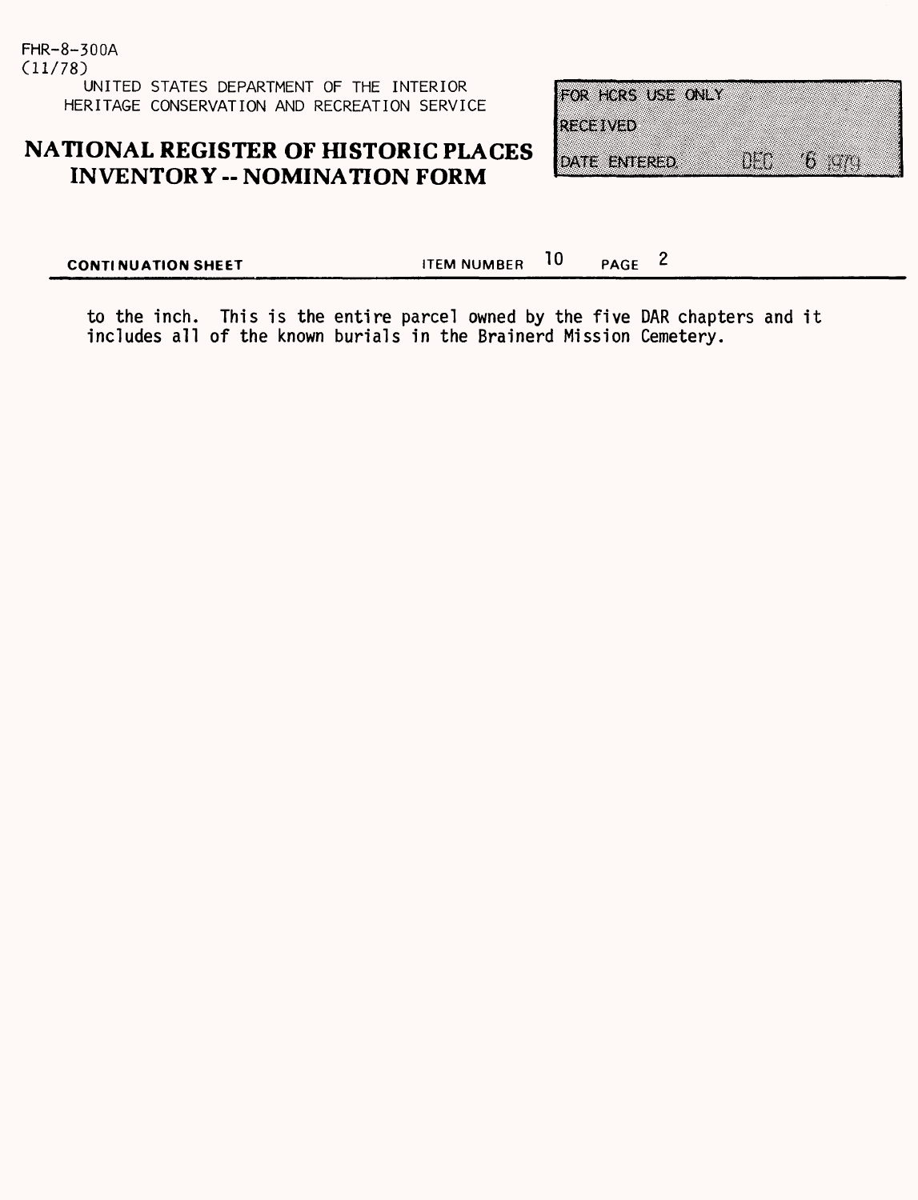FHR-8-300A
(11/78)

UNITED STATES DEPARTMENT OF THE INTERIOR
HERITAGE CONSERVATION AND RECREATION SERVICE

# NATIONAL REGISTER OF HISTORIC PLACES INVENTORY -- NOMINATION FORM

FOR HCRS USE ONLY
RECEIVED
DATE ENTERED DEC 6 1979

**CONTINUATION SHEET** ITEM NUMBER 10 PAGE 2

to the inch. This is the entire parcel owned by the five DAR chapters and it includes all of the known burials in the Brainerd Mission Cemetery.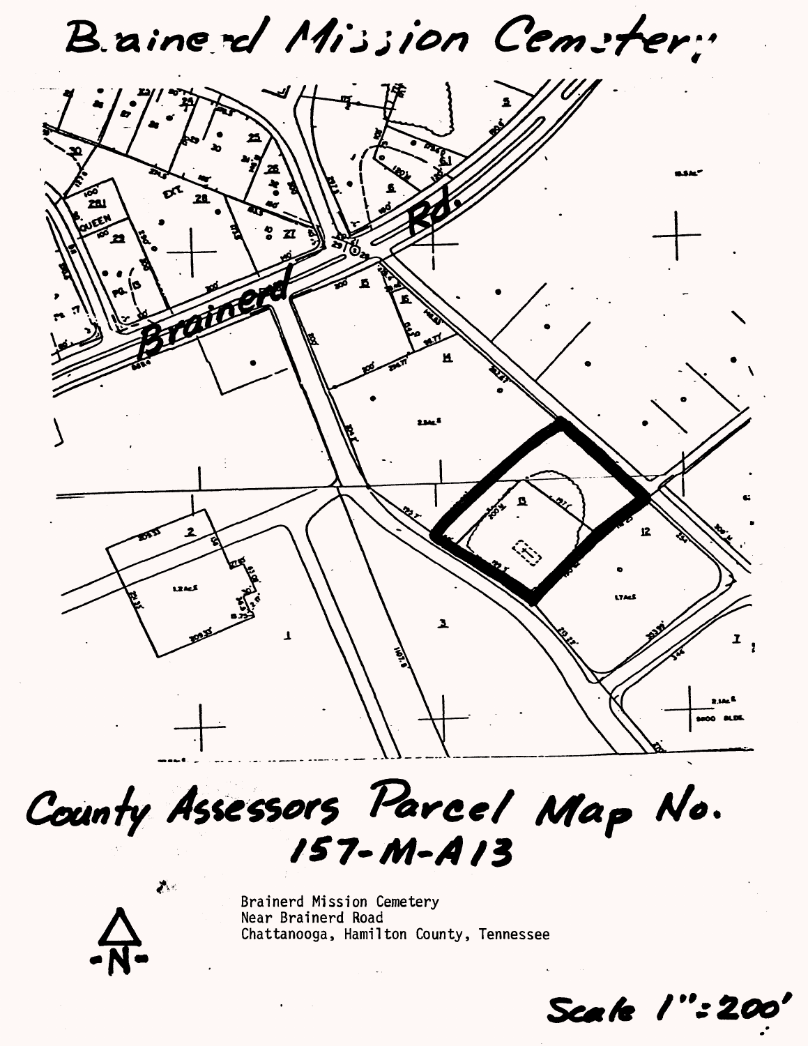# Brainerd Mission Cemetery

## County Assessors Parcel Map No. 157-M-A13

Brainerd Mission Cemetery
Near Brainerd Road
Chattanooga, Hamilton County, Tennessee

Scale 1":200'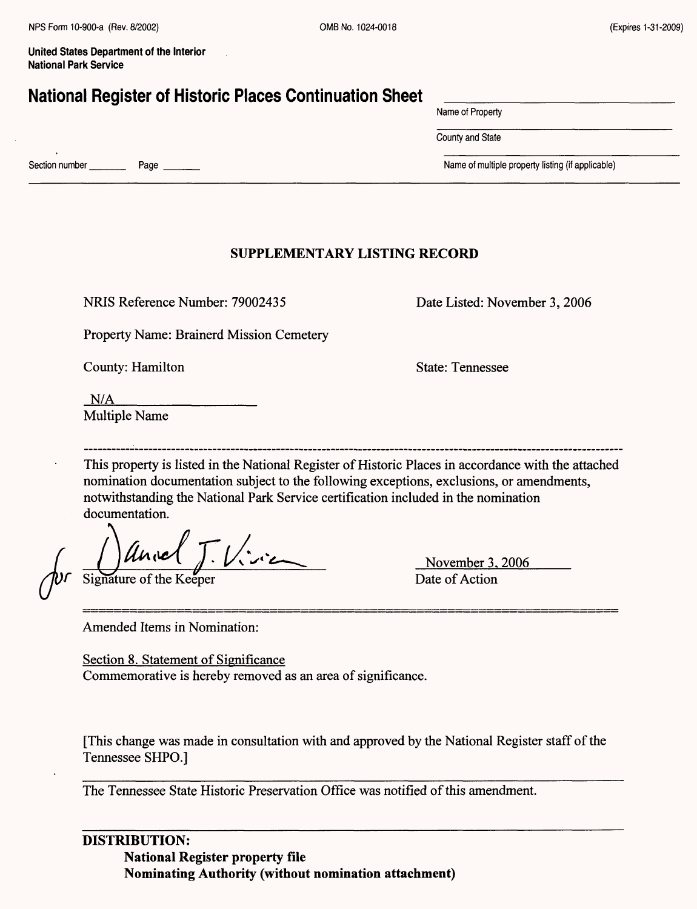NPS Form 10-900-a (Rev. 8/2002) OMB No. 1024-0018 (Expires 1-31-2009)

**United States Department of the Interior**
**National Park Service**

# National Register of Historic Places Continuation Sheet

Name of Property

County and State

Section number ______ Page ______

Name of multiple property listing (if applicable)

## SUPPLEMENTARY LISTING RECORD

NRIS Reference Number: 79002435 Date Listed: November 3, 2006

Property Name: Brainerd Mission Cemetery

County: Hamilton State: Tennessee

N/A
Multiple Name

---

This property is listed in the National Register of Historic Places in accordance with the attached nomination documentation subject to the following exceptions, exclusions, or amendments, notwithstanding the National Park Service certification included in the nomination documentation.

for Daniel J. Vivian
Signature of the Keeper

November 3, 2006
Date of Action

---

Amended Items in Nomination:

Section 8. Statement of Significance
Commemorative is hereby removed as an area of significance.

[This change was made in consultation with and approved by the National Register staff of the Tennessee SHPO.]

The Tennessee State Historic Preservation Office was notified of this amendment.

**DISTRIBUTION:**
**National Register property file**
**Nominating Authority (without nomination attachment)**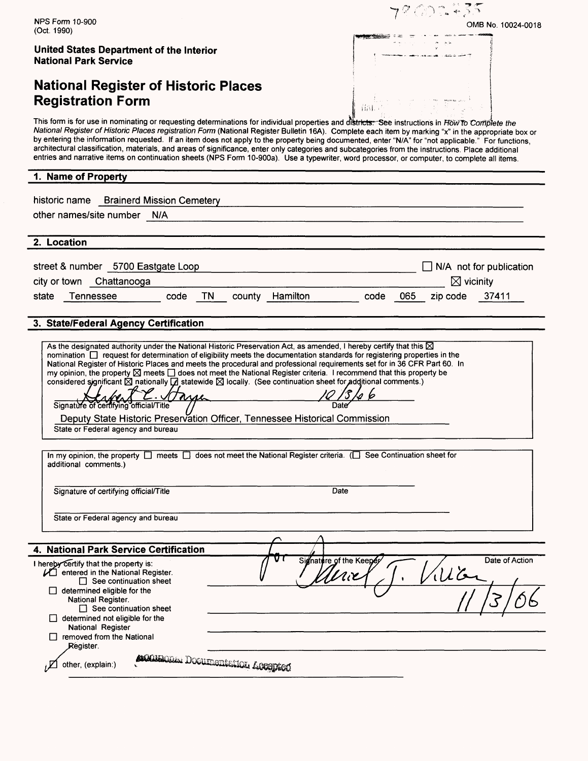NPS Form 10-900
(Oct. 1990)

OMB No. 10024-0018

**United States Department of the Interior**
**National Park Service**

# National Register of Historic Places Registration Form

This form is for use in nominating or requesting determinations for individual properties and districts. See instructions in *How To Complete the National Register of Historic Places registration Form* (National Register Bulletin 16A). Complete each item by marking "x" in the appropriate box or by entering the information requested. If an item does not apply to the property being documented, enter "N/A" for "not applicable." For functions, architectural classification, materials, and areas of significance, enter only categories and subcategories from the instructions. Place additional entries and narrative items on continuation sheets (NPS Form 10-900a). Use a typewriter, word processor, or computer, to complete all items.

## 1. Name of Property

historic name Brainerd Mission Cemetery

other names/site number N/A

## 2. Location

street & number 5700 Eastgate Loop ☐ N/A not for publication

city or town Chattanooga ☒ vicinity

state Tennessee code TN county Hamilton code 065 zip code 37411

## 3. State/Federal Agency Certification

As the designated authority under the National Historic Preservation Act, as amended, I hereby certify that this ☒ nomination ☐ request for determination of eligibility meets the documentation standards for registering properties in the National Register of Historic Places and meets the procedural and professional requirements set for in 36 CFR Part 60. In my opinion, the property ☒ meets ☐ does not meet the National Register criteria. I recommend that this property be considered significant ☒ nationally ☒ statewide ☒ locally. (See continuation sheet for additional comments.)

Herbert L. Harper 10/3/06
Signature of certifying official/Title Date

Deputy State Historic Preservation Officer, Tennessee Historical Commission
State or Federal agency and bureau

In my opinion, the property ☐ meets ☐ does not meet the National Register criteria. (☐ See Continuation sheet for additional comments.)

Signature of certifying official/Title Date

State or Federal agency and bureau

## 4. National Park Service Certification

I hereby certify that the property is:

☑ entered in the National Register.
☐ See continuation sheet
☐ determined eligible for the National Register.
☐ See continuation sheet
☐ determined not eligible for the National Register
☐ removed from the National Register.
☑ other, (explain:) Additional Documentation Accepted

Signature of the Keeper: for Daniel J. Vivian — Date of Action: 11/3/06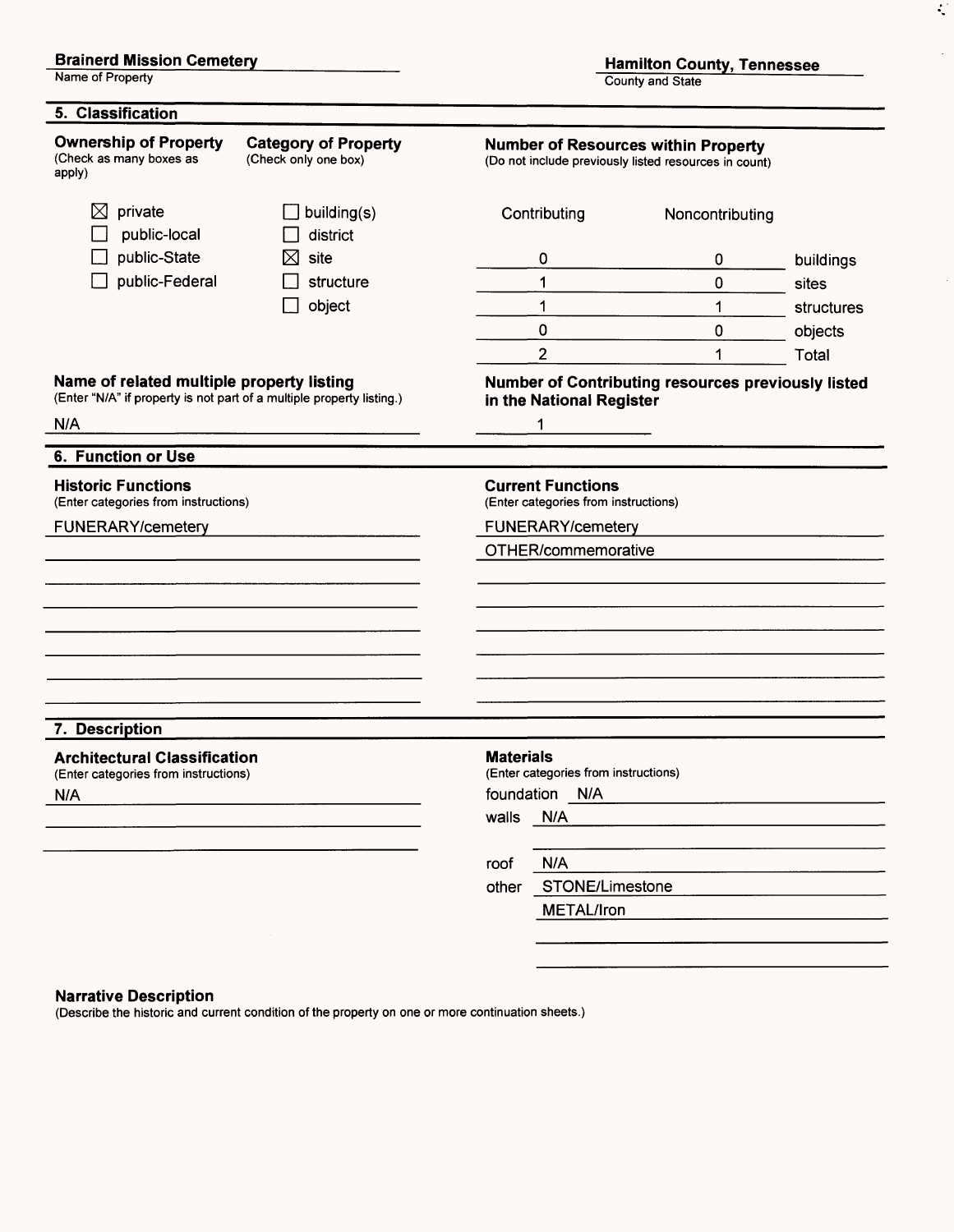**Brainerd Mission Cemetery**
Name of Property

**Hamilton County, Tennessee**
County and State

## 5. Classification

**Ownership of Property**
(Check as many boxes as apply)

- ☒ private
- ☐ public-local
- ☐ public-State
- ☐ public-Federal

**Category of Property**
(Check only one box)

- ☐ building(s)
- ☐ district
- ☒ site
- ☐ structure
- ☐ object

**Number of Resources within Property**
(Do not include previously listed resources in count)

| Contributing | Noncontributing | |
|---|---|---|
| 0 | 0 | buildings |
| 1 | 0 | sites |
| 1 | 1 | structures |
| 0 | 0 | objects |
| 2 | 1 | Total |

**Name of related multiple property listing**
(Enter "N/A" if property is not part of a multiple property listing.)

N/A

**Number of Contributing resources previously listed in the National Register**

1

## 6. Function or Use

**Historic Functions**
(Enter categories from instructions)

FUNERARY/cemetery

**Current Functions**
(Enter categories from instructions)

FUNERARY/cemetery
OTHER/commemorative

## 7. Description

**Architectural Classification**
(Enter categories from instructions)

N/A

**Materials**
(Enter categories from instructions)

foundation N/A
walls N/A
roof N/A
other STONE/Limestone
METAL/Iron

**Narrative Description**
(Describe the historic and current condition of the property on one or more continuation sheets.)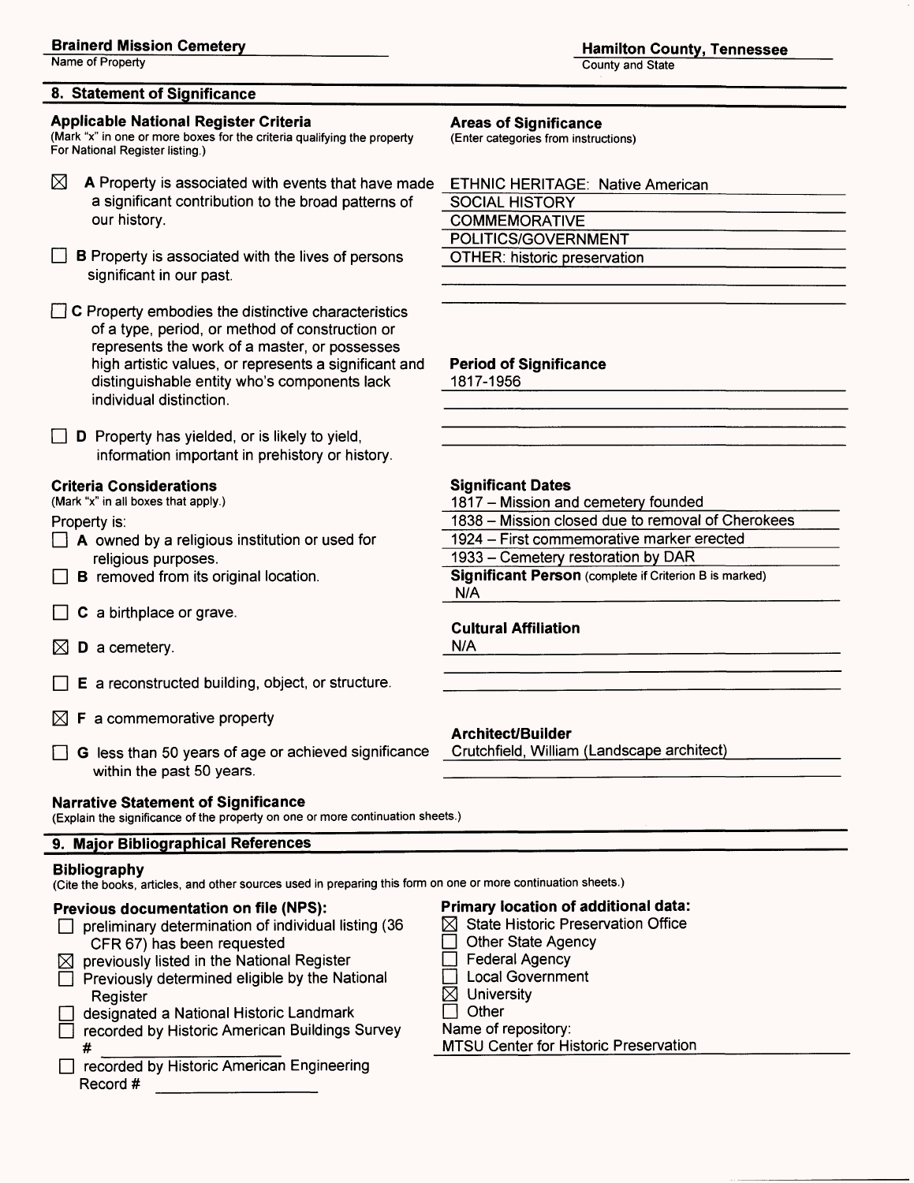**Brainerd Mission Cemetery**
Name of Property

**Hamilton County, Tennessee**
County and State

## 8. Statement of Significance

### Applicable National Register Criteria

(Mark "x" in one or more boxes for the criteria qualifying the property For National Register listing.)

- [x] **A** Property is associated with events that have made a significant contribution to the broad patterns of our history.
- [ ] **B** Property is associated with the lives of persons significant in our past.
- [ ] **C** Property embodies the distinctive characteristics of a type, period, or method of construction or represents the work of a master, or possesses high artistic values, or represents a significant and distinguishable entity who's components lack individual distinction.
- [ ] **D** Property has yielded, or is likely to yield, information important in prehistory or history.

### Areas of Significance

(Enter categories from instructions)

ETHNIC HERITAGE: Native American
SOCIAL HISTORY
COMMEMORATIVE
POLITICS/GOVERNMENT
OTHER: historic preservation

### Period of Significance

1817-1956

### Criteria Considerations

(Mark "x" in all boxes that apply.)

Property is:

- [ ] **A** owned by a religious institution or used for religious purposes.
- [ ] **B** removed from its original location.
- [ ] **C** a birthplace or grave.
- [x] **D** a cemetery.
- [ ] **E** a reconstructed building, object, or structure.
- [x] **F** a commemorative property
- [ ] **G** less than 50 years of age or achieved significance within the past 50 years.

### Significant Dates

1817 – Mission and cemetery founded
1838 – Mission closed due to removal of Cherokees
1924 – First commemorative marker erected
1933 – Cemetery restoration by DAR

**Significant Person** (complete if Criterion B is marked)
N/A

### Cultural Affiliation

N/A

### Architect/Builder

Crutchfield, William (Landscape architect)

### Narrative Statement of Significance

(Explain the significance of the property on one or more continuation sheets.)

## 9. Major Bibliographical References

### Bibliography

(Cite the books, articles, and other sources used in preparing this form on one or more continuation sheets.)

### Previous documentation on file (NPS):

- [ ] preliminary determination of individual listing (36 CFR 67) has been requested
- [x] previously listed in the National Register
- [ ] Previously determined eligible by the National Register
- [ ] designated a National Historic Landmark
- [ ] recorded by Historic American Buildings Survey # ____________
- [ ] recorded by Historic American Engineering Record # ____________

### Primary location of additional data:

- [x] State Historic Preservation Office
- [ ] Other State Agency
- [ ] Federal Agency
- [ ] Local Government
- [x] University
- [ ] Other

Name of repository:
MTSU Center for Historic Preservation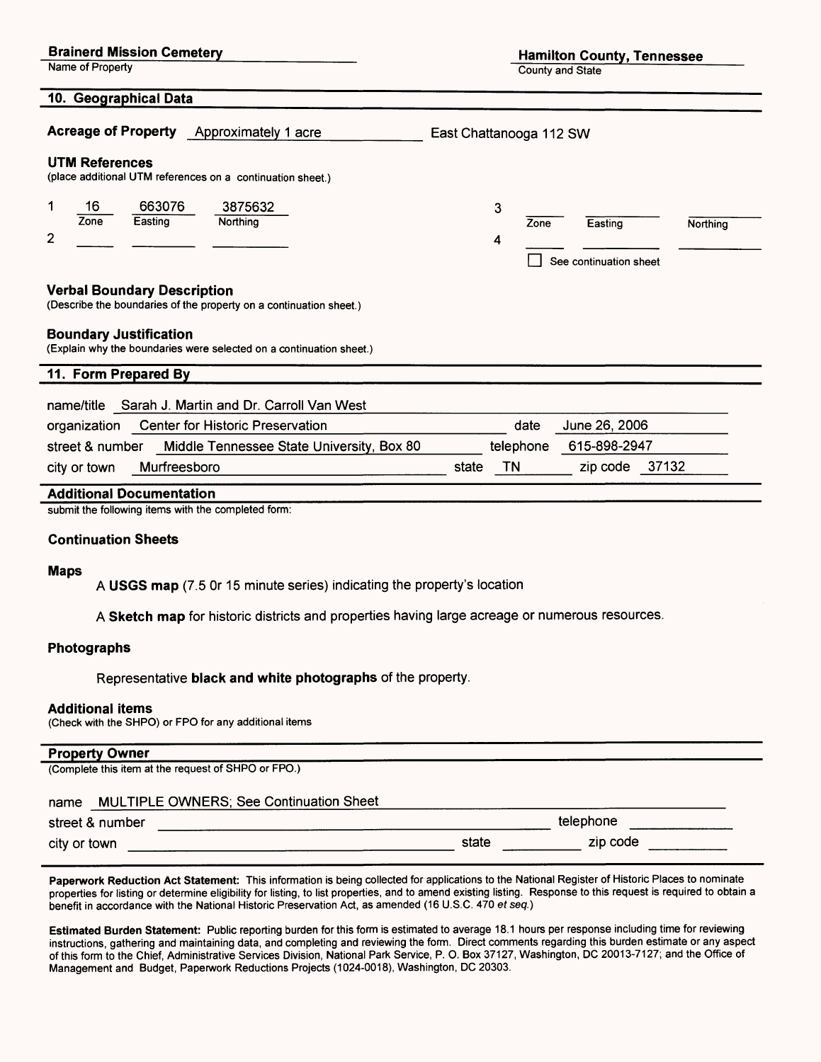**Brainerd Mission Cemetery**
Name of Property

**Hamilton County, Tennessee**
County and State

## 10. Geographical Data

**Acreage of Property** Approximately 1 acre East Chattanooga 112 SW

**UTM References**
(place additional UTM references on a continuation sheet.)

| | Zone | Easting | Northing |
|---|---|---|---|
| 1 | 16 | 663076 | 3875632 |
| 2 | | | |
| 3 | | | |
| 4 | | | |

☐ See continuation sheet

**Verbal Boundary Description**
(Describe the boundaries of the property on a continuation sheet.)

**Boundary Justification**
(Explain why the boundaries were selected on a continuation sheet.)

## 11. Form Prepared By

name/title Sarah J. Martin and Dr. Carroll Van West
organization Center for Historic Preservation date June 26, 2006
street & number Middle Tennessee State University, Box 80 telephone 615-898-2947
city or town Murfreesboro state TN zip code 37132

## Additional Documentation

submit the following items with the completed form:

**Continuation Sheets**

**Maps**

A **USGS map** (7.5 0r 15 minute series) indicating the property's location

A **Sketch map** for historic districts and properties having large acreage or numerous resources.

**Photographs**

Representative **black and white photographs** of the property.

**Additional items**
(Check with the SHPO) or FPO for any additional items

## Property Owner

(Complete this item at the request of SHPO or FPO.)

name MULTIPLE OWNERS; See Continuation Sheet
street & number telephone
city or town state zip code

**Paperwork Reduction Act Statement:** This information is being collected for applications to the National Register of Historic Places to nominate properties for listing or determine eligibility for listing, to list properties, and to amend existing listing. Response to this request is required to obtain a benefit in accordance with the National Historic Preservation Act, as amended (16 U.S.C. 470 *et seq.*)

**Estimated Burden Statement:** Public reporting burden for this form is estimated to average 18.1 hours per response including time for reviewing instructions, gathering and maintaining data, and completing and reviewing the form. Direct comments regarding this burden estimate or any aspect of this form to the Chief, Administrative Services Division, National Park Service, P. O. Box 37127, Washington, DC 20013-7127; and the Office of Management and Budget, Paperwork Reductions Projects (1024-0018), Washington, DC 20303.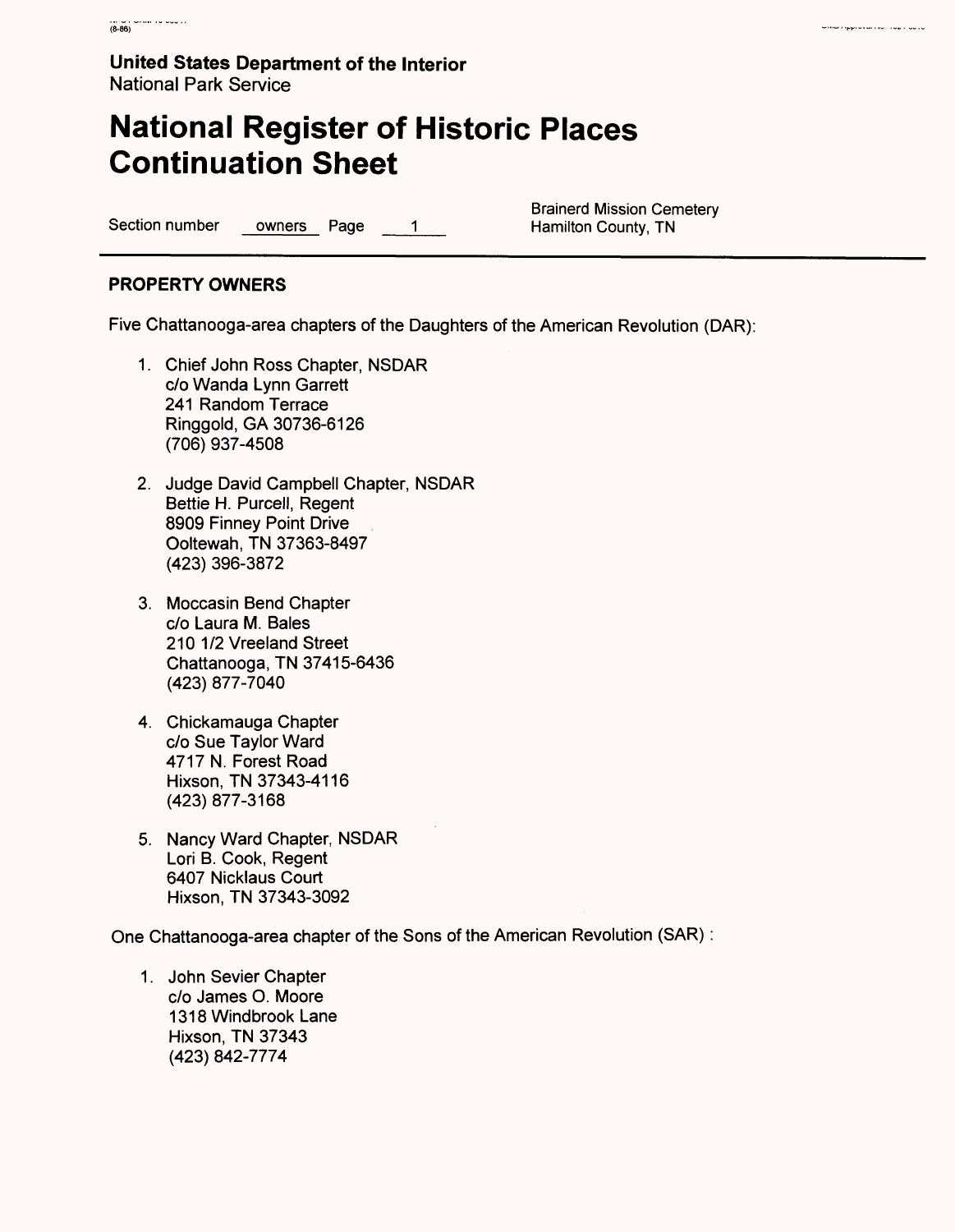**United States Department of the Interior**
National Park Service

# National Register of Historic Places Continuation Sheet

Section number owners Page 1

Brainerd Mission Cemetery
Hamilton County, TN

## PROPERTY OWNERS

Five Chattanooga-area chapters of the Daughters of the American Revolution (DAR):

1. Chief John Ross Chapter, NSDAR
   c/o Wanda Lynn Garrett
   241 Random Terrace
   Ringgold, GA 30736-6126
   (706) 937-4508

2. Judge David Campbell Chapter, NSDAR
   Bettie H. Purcell, Regent
   8909 Finney Point Drive
   Ooltewah, TN 37363-8497
   (423) 396-3872

3. Moccasin Bend Chapter
   c/o Laura M. Bales
   210 1/2 Vreeland Street
   Chattanooga, TN 37415-6436
   (423) 877-7040

4. Chickamauga Chapter
   c/o Sue Taylor Ward
   4717 N. Forest Road
   Hixson, TN 37343-4116
   (423) 877-3168

5. Nancy Ward Chapter, NSDAR
   Lori B. Cook, Regent
   6407 Nicklaus Court
   Hixson, TN 37343-3092

One Chattanooga-area chapter of the Sons of the American Revolution (SAR) :

1. John Sevier Chapter
   c/o James O. Moore
   1318 Windbrook Lane
   Hixson, TN 37343
   (423) 842-7774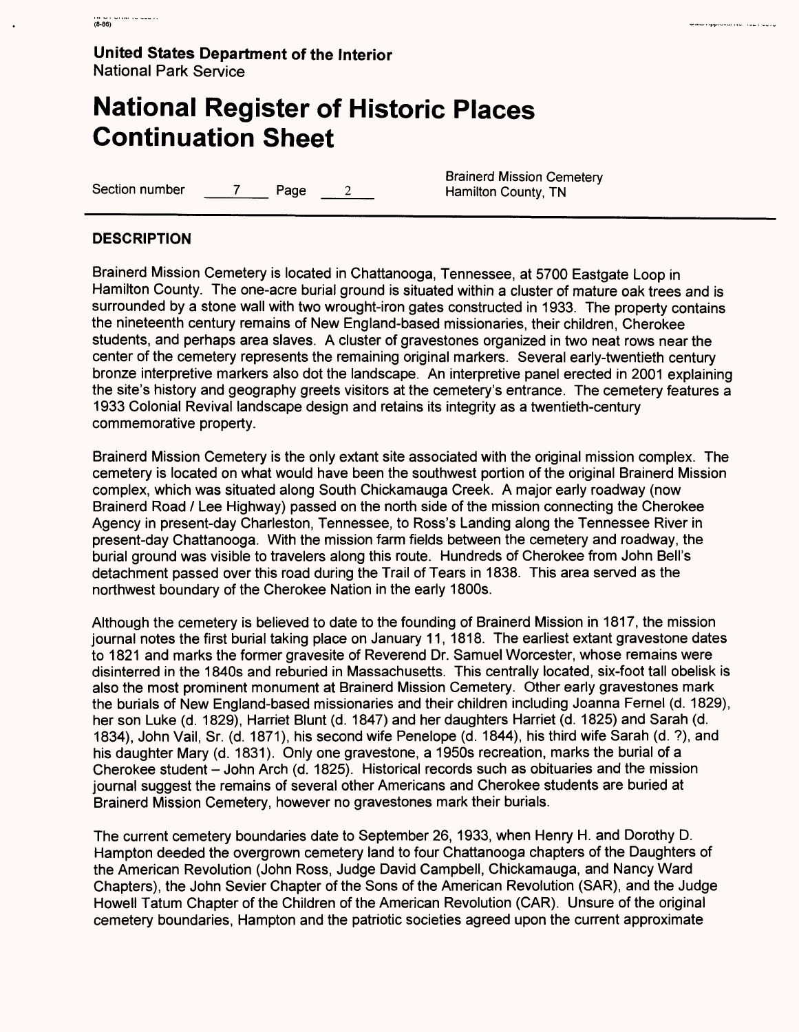**United States Department of the Interior**
National Park Service

# National Register of Historic Places Continuation Sheet

Section number 7 Page 2

Brainerd Mission Cemetery
Hamilton County, TN

## DESCRIPTION

Brainerd Mission Cemetery is located in Chattanooga, Tennessee, at 5700 Eastgate Loop in Hamilton County. The one-acre burial ground is situated within a cluster of mature oak trees and is surrounded by a stone wall with two wrought-iron gates constructed in 1933. The property contains the nineteenth century remains of New England-based missionaries, their children, Cherokee students, and perhaps area slaves. A cluster of gravestones organized in two neat rows near the center of the cemetery represents the remaining original markers. Several early-twentieth century bronze interpretive markers also dot the landscape. An interpretive panel erected in 2001 explaining the site's history and geography greets visitors at the cemetery's entrance. The cemetery features a 1933 Colonial Revival landscape design and retains its integrity as a twentieth-century commemorative property.

Brainerd Mission Cemetery is the only extant site associated with the original mission complex. The cemetery is located on what would have been the southwest portion of the original Brainerd Mission complex, which was situated along South Chickamauga Creek. A major early roadway (now Brainerd Road / Lee Highway) passed on the north side of the mission connecting the Cherokee Agency in present-day Charleston, Tennessee, to Ross's Landing along the Tennessee River in present-day Chattanooga. With the mission farm fields between the cemetery and roadway, the burial ground was visible to travelers along this route. Hundreds of Cherokee from John Bell's detachment passed over this road during the Trail of Tears in 1838. This area served as the northwest boundary of the Cherokee Nation in the early 1800s.

Although the cemetery is believed to date to the founding of Brainerd Mission in 1817, the mission journal notes the first burial taking place on January 11, 1818. The earliest extant gravestone dates to 1821 and marks the former gravesite of Reverend Dr. Samuel Worcester, whose remains were disinterred in the 1840s and reburied in Massachusetts. This centrally located, six-foot tall obelisk is also the most prominent monument at Brainerd Mission Cemetery. Other early gravestones mark the burials of New England-based missionaries and their children including Joanna Fernel (d. 1829), her son Luke (d. 1829), Harriet Blunt (d. 1847) and her daughters Harriet (d. 1825) and Sarah (d. 1834), John Vail, Sr. (d. 1871), his second wife Penelope (d. 1844), his third wife Sarah (d. ?), and his daughter Mary (d. 1831). Only one gravestone, a 1950s recreation, marks the burial of a Cherokee student – John Arch (d. 1825). Historical records such as obituaries and the mission journal suggest the remains of several other Americans and Cherokee students are buried at Brainerd Mission Cemetery, however no gravestones mark their burials.

The current cemetery boundaries date to September 26, 1933, when Henry H. and Dorothy D. Hampton deeded the overgrown cemetery land to four Chattanooga chapters of the Daughters of the American Revolution (John Ross, Judge David Campbell, Chickamauga, and Nancy Ward Chapters), the John Sevier Chapter of the Sons of the American Revolution (SAR), and the Judge Howell Tatum Chapter of the Children of the American Revolution (CAR). Unsure of the original cemetery boundaries, Hampton and the patriotic societies agreed upon the current approximate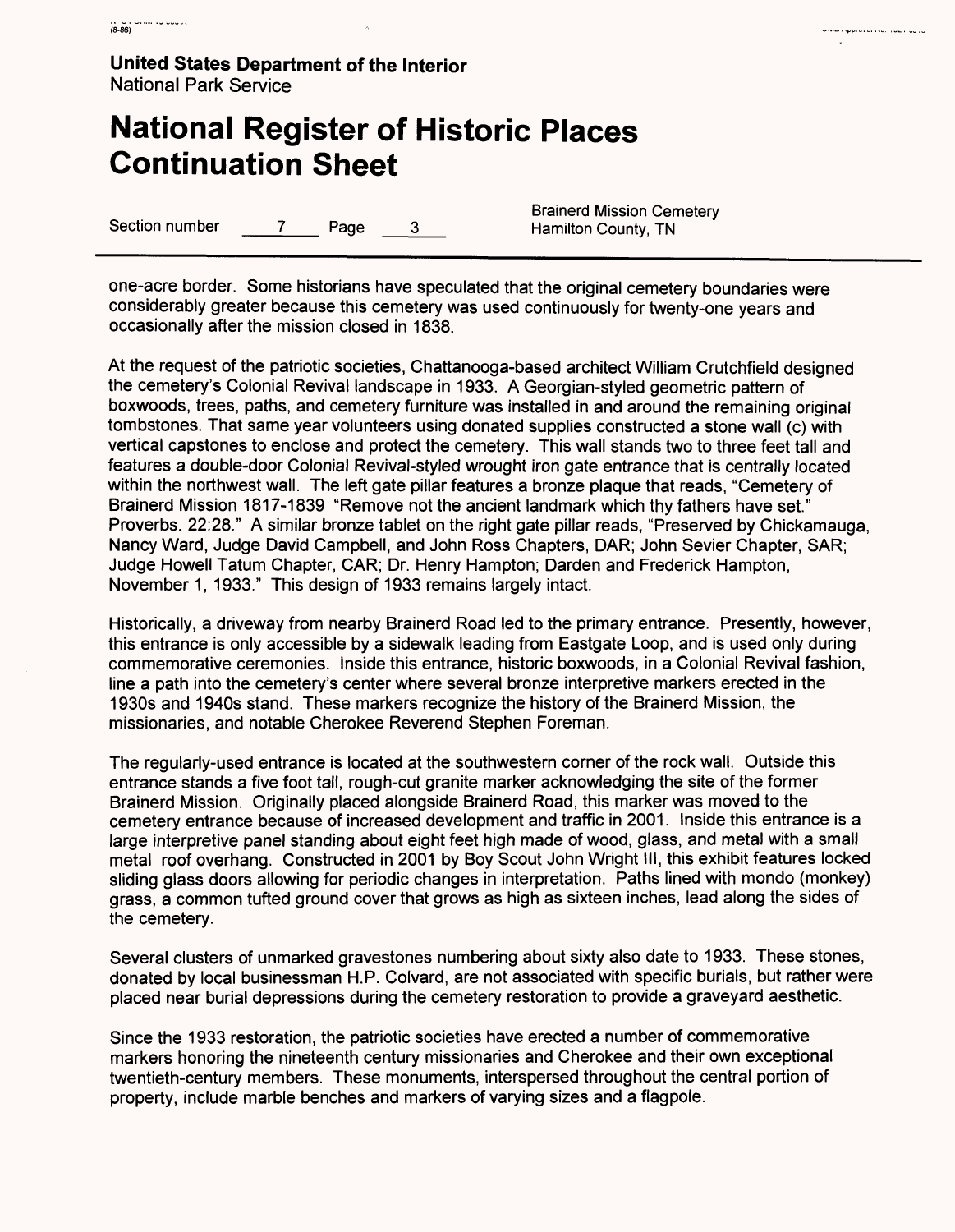one-acre border. Some historians have speculated that the original cemetery boundaries were considerably greater because this cemetery was used continuously for twenty-one years and occasionally after the mission closed in 1838.

At the request of the patriotic societies, Chattanooga-based architect William Crutchfield designed the cemetery's Colonial Revival landscape in 1933. A Georgian-styled geometric pattern of boxwoods, trees, paths, and cemetery furniture was installed in and around the remaining original tombstones. That same year volunteers using donated supplies constructed a stone wall (c) with vertical capstones to enclose and protect the cemetery. This wall stands two to three feet tall and features a double-door Colonial Revival-styled wrought iron gate entrance that is centrally located within the northwest wall. The left gate pillar features a bronze plaque that reads, "Cemetery of Brainerd Mission 1817-1839 "Remove not the ancient landmark which thy fathers have set." Proverbs. 22:28." A similar bronze tablet on the right gate pillar reads, "Preserved by Chickamauga, Nancy Ward, Judge David Campbell, and John Ross Chapters, DAR; John Sevier Chapter, SAR; Judge Howell Tatum Chapter, CAR; Dr. Henry Hampton; Darden and Frederick Hampton, November 1, 1933." This design of 1933 remains largely intact.

Historically, a driveway from nearby Brainerd Road led to the primary entrance. Presently, however, this entrance is only accessible by a sidewalk leading from Eastgate Loop, and is used only during commemorative ceremonies. Inside this entrance, historic boxwoods, in a Colonial Revival fashion, line a path into the cemetery's center where several bronze interpretive markers erected in the 1930s and 1940s stand. These markers recognize the history of the Brainerd Mission, the missionaries, and notable Cherokee Reverend Stephen Foreman.

The regularly-used entrance is located at the southwestern corner of the rock wall. Outside this entrance stands a five foot tall, rough-cut granite marker acknowledging the site of the former Brainerd Mission. Originally placed alongside Brainerd Road, this marker was moved to the cemetery entrance because of increased development and traffic in 2001. Inside this entrance is a large interpretive panel standing about eight feet high made of wood, glass, and metal with a small metal roof overhang. Constructed in 2001 by Boy Scout John Wright III, this exhibit features locked sliding glass doors allowing for periodic changes in interpretation. Paths lined with mondo (monkey) grass, a common tufted ground cover that grows as high as sixteen inches, lead along the sides of the cemetery.

Several clusters of unmarked gravestones numbering about sixty also date to 1933. These stones, donated by local businessman H.P. Colvard, are not associated with specific burials, but rather were placed near burial depressions during the cemetery restoration to provide a graveyard aesthetic.

Since the 1933 restoration, the patriotic societies have erected a number of commemorative markers honoring the nineteenth century missionaries and Cherokee and their own exceptional twentieth-century members. These monuments, interspersed throughout the central portion of property, include marble benches and markers of varying sizes and a flagpole.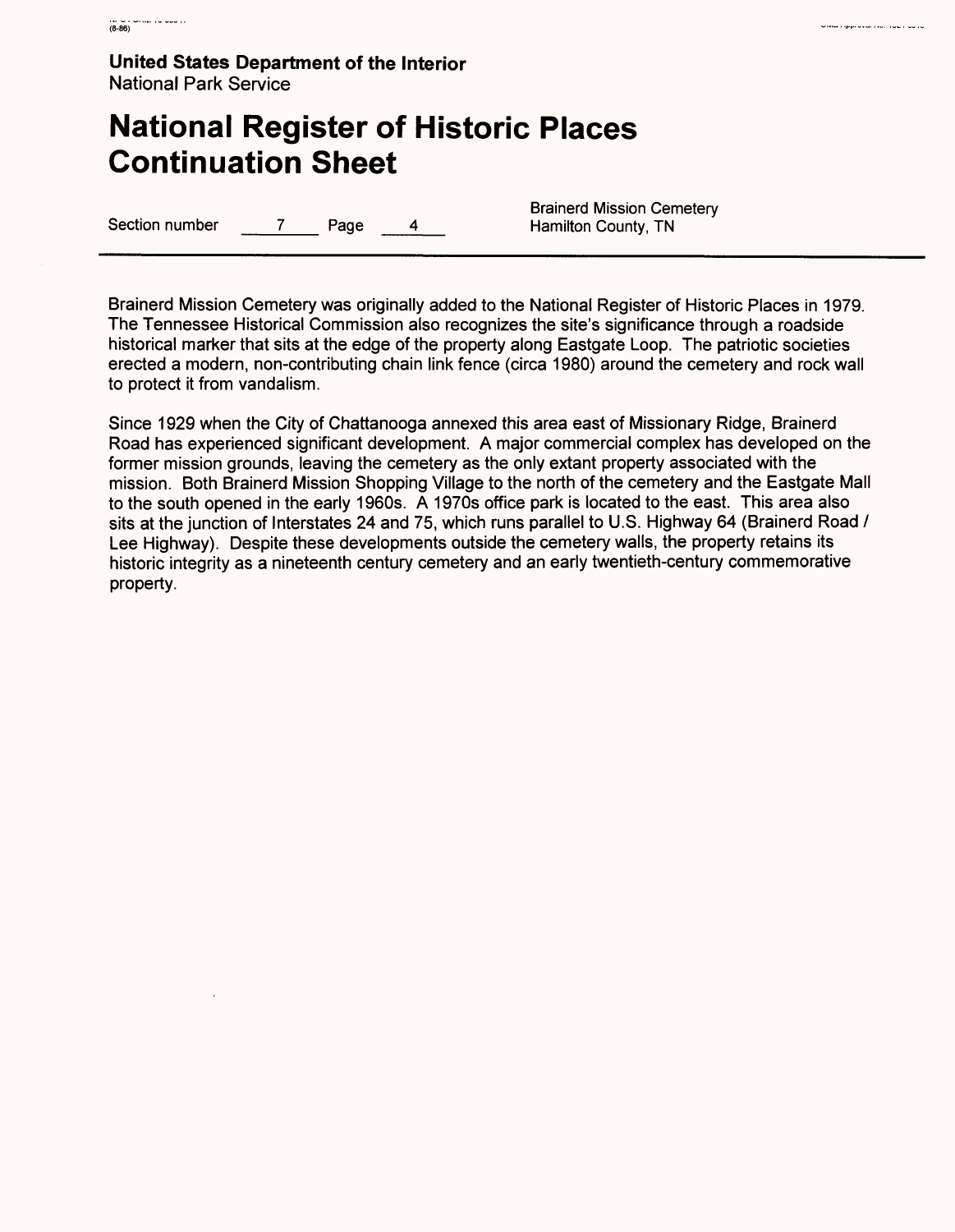Brainerd Mission Cemetery was originally added to the National Register of Historic Places in 1979. The Tennessee Historical Commission also recognizes the site's significance through a roadside historical marker that sits at the edge of the property along Eastgate Loop. The patriotic societies erected a modern, non-contributing chain link fence (circa 1980) around the cemetery and rock wall to protect it from vandalism.

Since 1929 when the City of Chattanooga annexed this area east of Missionary Ridge, Brainerd Road has experienced significant development. A major commercial complex has developed on the former mission grounds, leaving the cemetery as the only extant property associated with the mission. Both Brainerd Mission Shopping Village to the north of the cemetery and the Eastgate Mall to the south opened in the early 1960s. A 1970s office park is located to the east. This area also sits at the junction of Interstates 24 and 75, which runs parallel to U.S. Highway 64 (Brainerd Road / Lee Highway). Despite these developments outside the cemetery walls, the property retains its historic integrity as a nineteenth century cemetery and an early twentieth-century commemorative property.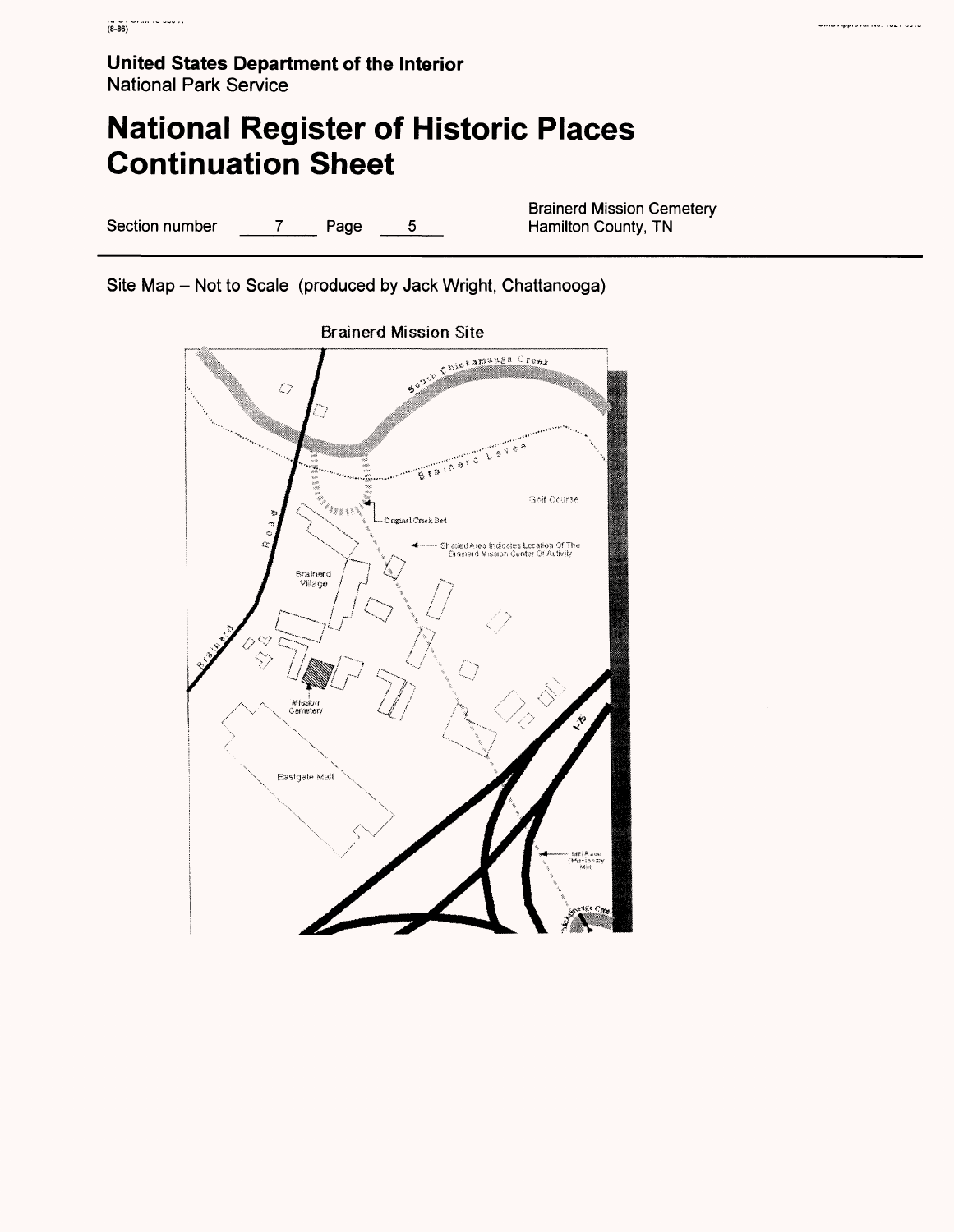**United States Department of the Interior**
National Park Service

# National Register of Historic Places Continuation Sheet

Section number 7 Page 5

Brainerd Mission Cemetery
Hamilton County, TN

Site Map – Not to Scale (produced by Jack Wright, Chattanooga)

Brainerd Mission Site

South Chickamauga Creek

Brainerd Levee

Golf Course

Original Creek Bed

Shaded Area Indicates Location Of The Brainerd Mission Center Of Activity

Road

Brainerd Village

Brainerd

Mission Cemetery

Eastgate Mall

I-75

Mill Race Missionary Mills

Chickamauga Creek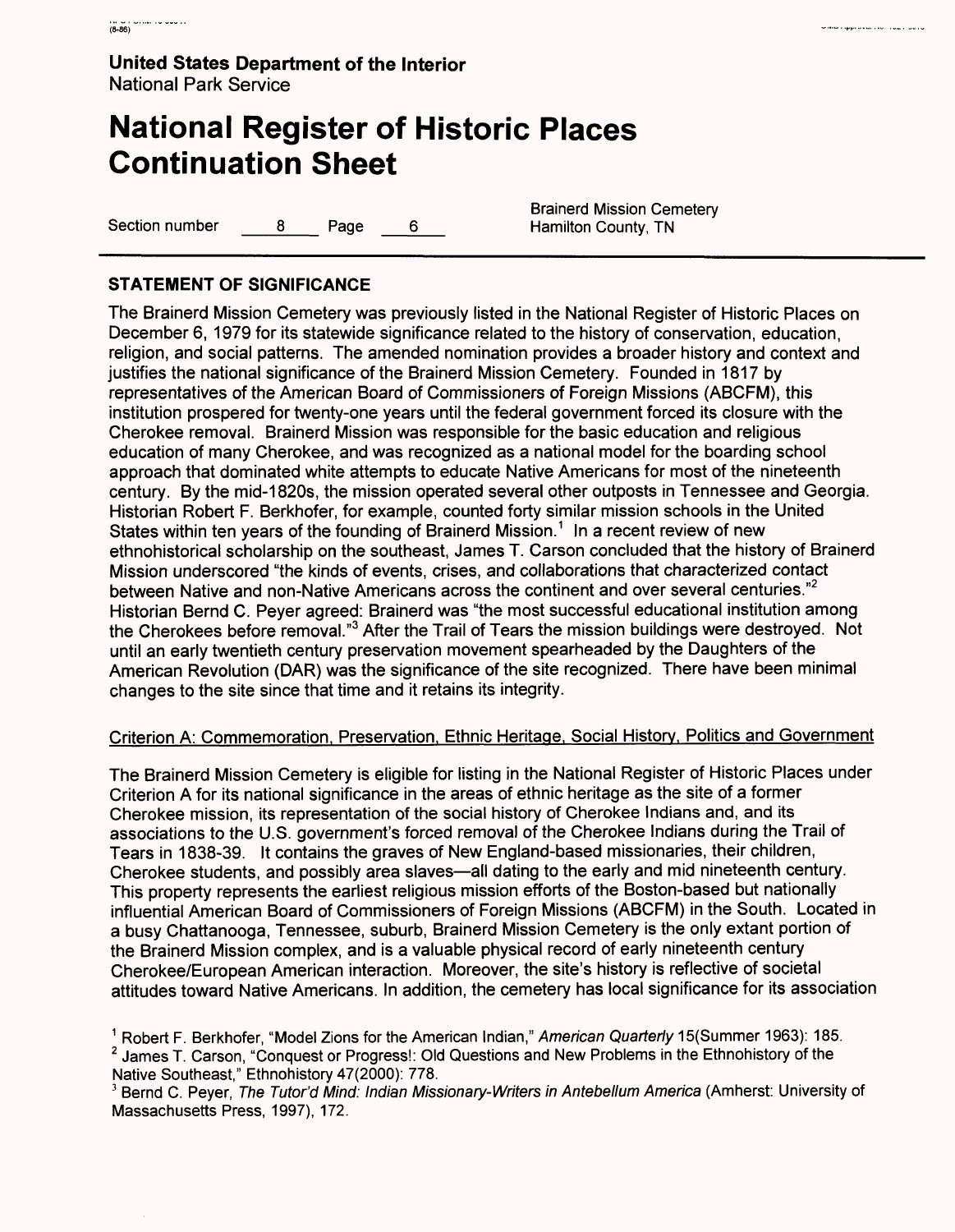**United States Department of the Interior**
National Park Service

# National Register of Historic Places Continuation Sheet

Section number 8 Page 6

Brainerd Mission Cemetery
Hamilton County, TN

## STATEMENT OF SIGNIFICANCE

The Brainerd Mission Cemetery was previously listed in the National Register of Historic Places on December 6, 1979 for its statewide significance related to the history of conservation, education, religion, and social patterns. The amended nomination provides a broader history and context and justifies the national significance of the Brainerd Mission Cemetery. Founded in 1817 by representatives of the American Board of Commissioners of Foreign Missions (ABCFM), this institution prospered for twenty-one years until the federal government forced its closure with the Cherokee removal. Brainerd Mission was responsible for the basic education and religious education of many Cherokee, and was recognized as a national model for the boarding school approach that dominated white attempts to educate Native Americans for most of the nineteenth century. By the mid-1820s, the mission operated several other outposts in Tennessee and Georgia. Historian Robert F. Berkhofer, for example, counted forty similar mission schools in the United States within ten years of the founding of Brainerd Mission.[1] In a recent review of new ethnohistorical scholarship on the southeast, James T. Carson concluded that the history of Brainerd Mission underscored "the kinds of events, crises, and collaborations that characterized contact between Native and non-Native Americans across the continent and over several centuries."[2] Historian Bernd C. Peyer agreed: Brainerd was "the most successful educational institution among the Cherokees before removal."[3] After the Trail of Tears the mission buildings were destroyed. Not until an early twentieth century preservation movement spearheaded by the Daughters of the American Revolution (DAR) was the significance of the site recognized. There have been minimal changes to the site since that time and it retains its integrity.

Criterion A: Commemoration, Preservation, Ethnic Heritage, Social History, Politics and Government

The Brainerd Mission Cemetery is eligible for listing in the National Register of Historic Places under Criterion A for its national significance in the areas of ethnic heritage as the site of a former Cherokee mission, its representation of the social history of Cherokee Indians and, and its associations to the U.S. government's forced removal of the Cherokee Indians during the Trail of Tears in 1838-39. It contains the graves of New England-based missionaries, their children, Cherokee students, and possibly area slaves—all dating to the early and mid nineteenth century. This property represents the earliest religious mission efforts of the Boston-based but nationally influential American Board of Commissioners of Foreign Missions (ABCFM) in the South. Located in a busy Chattanooga, Tennessee, suburb, Brainerd Mission Cemetery is the only extant portion of the Brainerd Mission complex, and is a valuable physical record of early nineteenth century Cherokee/European American interaction. Moreover, the site's history is reflective of societal attitudes toward Native Americans. In addition, the cemetery has local significance for its association

[1] Robert F. Berkhofer, "Model Zions for the American Indian," *American Quarterly* 15(Summer 1963): 185.

[2] James T. Carson, "Conquest or Progress!: Old Questions and New Problems in the Ethnohistory of the Native Southeast," Ethnohistory 47(2000): 778.

[3] Bernd C. Peyer, *The Tutor'd Mind: Indian Missionary-Writers in Antebellum America* (Amherst: University of Massachusetts Press, 1997), 172.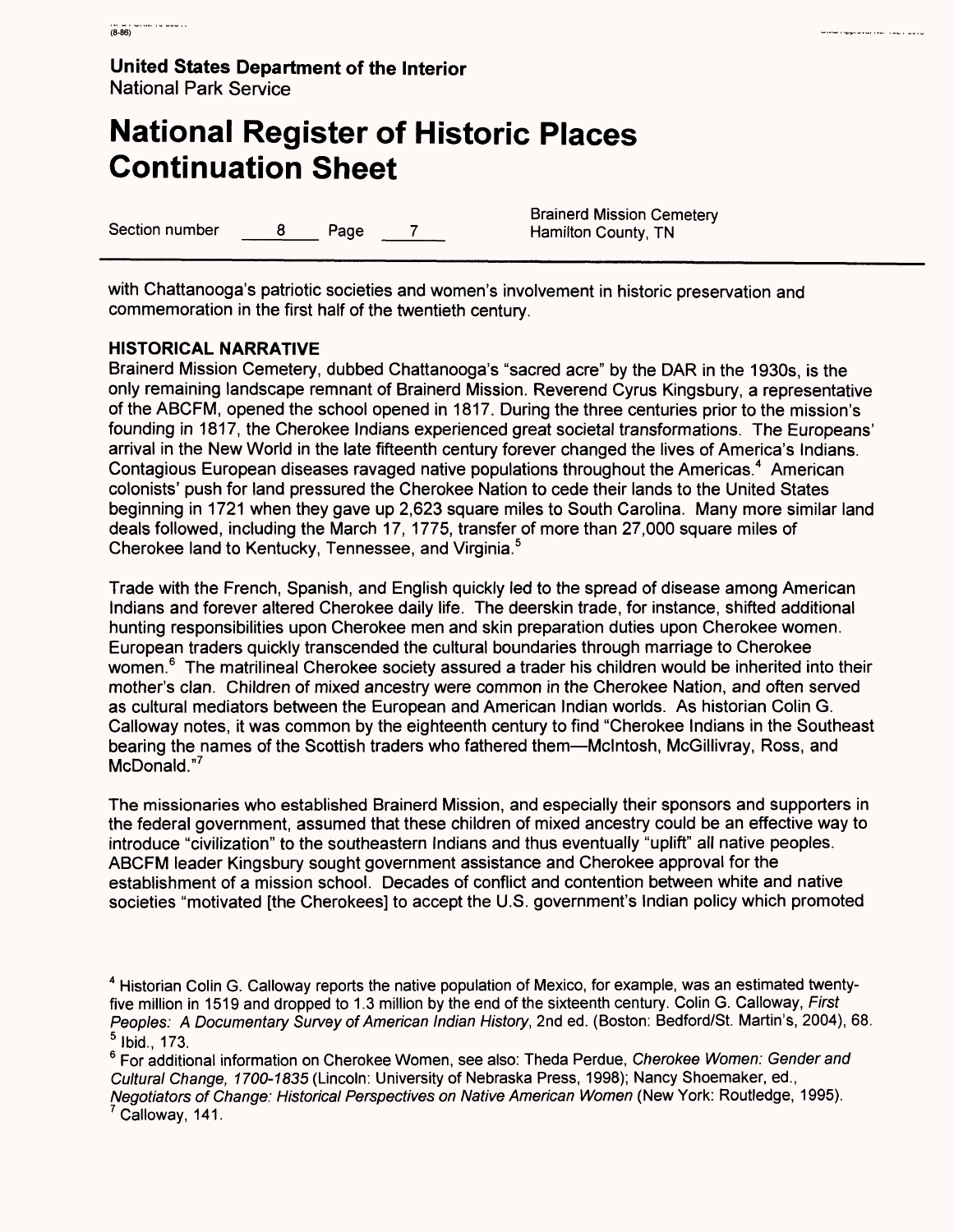with Chattanooga's patriotic societies and women's involvement in historic preservation and commemoration in the first half of the twentieth century.

**HISTORICAL NARRATIVE**

Brainerd Mission Cemetery, dubbed Chattanooga's "sacred acre" by the DAR in the 1930s, is the only remaining landscape remnant of Brainerd Mission. Reverend Cyrus Kingsbury, a representative of the ABCFM, opened the school opened in 1817. During the three centuries prior to the mission's founding in 1817, the Cherokee Indians experienced great societal transformations. The Europeans' arrival in the New World in the late fifteenth century forever changed the lives of America's Indians. Contagious European diseases ravaged native populations throughout the Americas.[4] American colonists' push for land pressured the Cherokee Nation to cede their lands to the United States beginning in 1721 when they gave up 2,623 square miles to South Carolina. Many more similar land deals followed, including the March 17, 1775, transfer of more than 27,000 square miles of Cherokee land to Kentucky, Tennessee, and Virginia.[5]

Trade with the French, Spanish, and English quickly led to the spread of disease among American Indians and forever altered Cherokee daily life. The deerskin trade, for instance, shifted additional hunting responsibilities upon Cherokee men and skin preparation duties upon Cherokee women. European traders quickly transcended the cultural boundaries through marriage to Cherokee women.[6] The matrilineal Cherokee society assured a trader his children would be inherited into their mother's clan. Children of mixed ancestry were common in the Cherokee Nation, and often served as cultural mediators between the European and American Indian worlds. As historian Colin G. Calloway notes, it was common by the eighteenth century to find "Cherokee Indians in the Southeast bearing the names of the Scottish traders who fathered them—McIntosh, McGillivray, Ross, and McDonald."[7]

The missionaries who established Brainerd Mission, and especially their sponsors and supporters in the federal government, assumed that these children of mixed ancestry could be an effective way to introduce "civilization" to the southeastern Indians and thus eventually "uplift" all native peoples. ABCFM leader Kingsbury sought government assistance and Cherokee approval for the establishment of a mission school. Decades of conflict and contention between white and native societies "motivated [the Cherokees] to accept the U.S. government's Indian policy which promoted

---

[4] Historian Colin G. Calloway reports the native population of Mexico, for example, was an estimated twenty-five million in 1519 and dropped to 1.3 million by the end of the sixteenth century. Colin G. Calloway, *First Peoples: A Documentary Survey of American Indian History*, 2nd ed. (Boston: Bedford/St. Martin's, 2004), 68.

[5] Ibid., 173.

[6] For additional information on Cherokee Women, see also: Theda Perdue, *Cherokee Women: Gender and Cultural Change, 1700-1835* (Lincoln: University of Nebraska Press, 1998); Nancy Shoemaker, ed., *Negotiators of Change: Historical Perspectives on Native American Women* (New York: Routledge, 1995).

[7] Calloway, 141.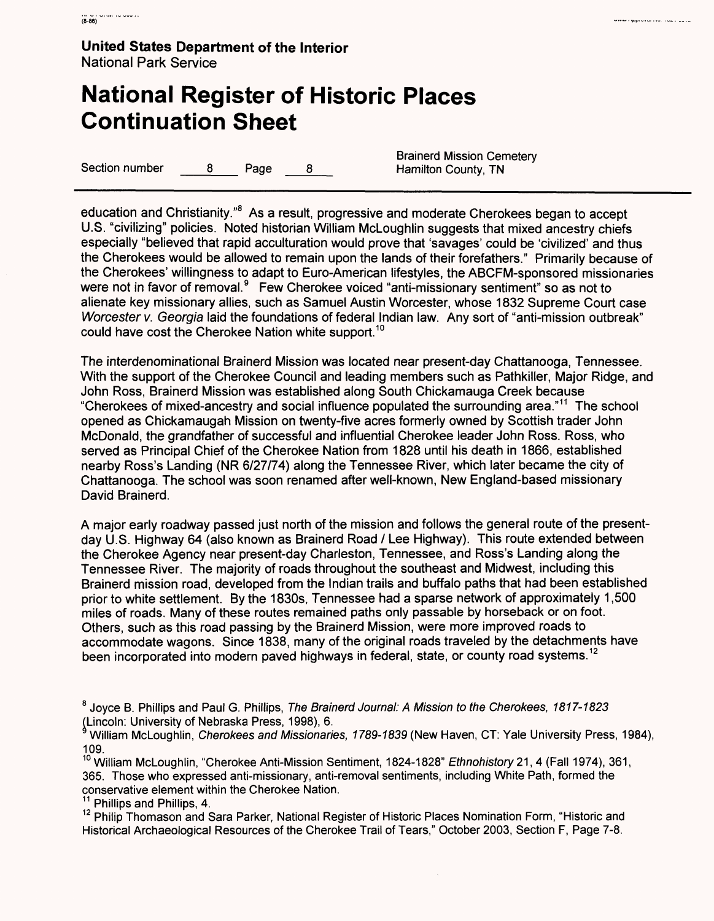education and Christianity."[8] As a result, progressive and moderate Cherokees began to accept U.S. "civilizing" policies. Noted historian William McLoughlin suggests that mixed ancestry chiefs especially "believed that rapid acculturation would prove that 'savages' could be 'civilized' and thus the Cherokees would be allowed to remain upon the lands of their forefathers." Primarily because of the Cherokees' willingness to adapt to Euro-American lifestyles, the ABCFM-sponsored missionaries were not in favor of removal.[9] Few Cherokee voiced "anti-missionary sentiment" so as not to alienate key missionary allies, such as Samuel Austin Worcester, whose 1832 Supreme Court case *Worcester v. Georgia* laid the foundations of federal Indian law. Any sort of "anti-mission outbreak" could have cost the Cherokee Nation white support.[10]

The interdenominational Brainerd Mission was located near present-day Chattanooga, Tennessee. With the support of the Cherokee Council and leading members such as Pathkiller, Major Ridge, and John Ross, Brainerd Mission was established along South Chickamauga Creek because "Cherokees of mixed-ancestry and social influence populated the surrounding area."[11] The school opened as Chickamaugah Mission on twenty-five acres formerly owned by Scottish trader John McDonald, the grandfather of successful and influential Cherokee leader John Ross. Ross, who served as Principal Chief of the Cherokee Nation from 1828 until his death in 1866, established nearby Ross's Landing (NR 6/27/74) along the Tennessee River, which later became the city of Chattanooga. The school was soon renamed after well-known, New England-based missionary David Brainerd.

A major early roadway passed just north of the mission and follows the general route of the present-day U.S. Highway 64 (also known as Brainerd Road / Lee Highway). This route extended between the Cherokee Agency near present-day Charleston, Tennessee, and Ross's Landing along the Tennessee River. The majority of roads throughout the southeast and Midwest, including this Brainerd mission road, developed from the Indian trails and buffalo paths that had been established prior to white settlement. By the 1830s, Tennessee had a sparse network of approximately 1,500 miles of roads. Many of these routes remained paths only passable by horseback or on foot. Others, such as this road passing by the Brainerd Mission, were more improved roads to accommodate wagons. Since 1838, many of the original roads traveled by the detachments have been incorporated into modern paved highways in federal, state, or county road systems.[12]

[8] Joyce B. Phillips and Paul G. Phillips, *The Brainerd Journal: A Mission to the Cherokees, 1817-1823* (Lincoln: University of Nebraska Press, 1998), 6.

[9] William McLoughlin, *Cherokees and Missionaries, 1789-1839* (New Haven, CT: Yale University Press, 1984), 109.

[10] William McLoughlin, "Cherokee Anti-Mission Sentiment, 1824-1828" *Ethnohistory* 21, 4 (Fall 1974), 361, 365. Those who expressed anti-missionary, anti-removal sentiments, including White Path, formed the conservative element within the Cherokee Nation.

[11] Phillips and Phillips, 4.

[12] Philip Thomason and Sara Parker, National Register of Historic Places Nomination Form, "Historic and Historical Archaeological Resources of the Cherokee Trail of Tears," October 2003, Section F, Page 7-8.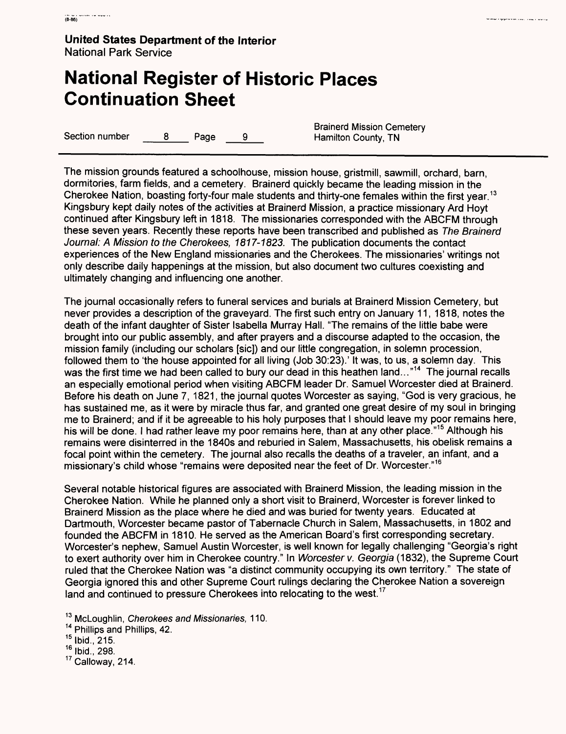The mission grounds featured a schoolhouse, mission house, gristmill, sawmill, orchard, barn, dormitories, farm fields, and a cemetery. Brainerd quickly became the leading mission in the Cherokee Nation, boasting forty-four male students and thirty-one females within the first year.[13] Kingsbury kept daily notes of the activities at Brainerd Mission, a practice missionary Ard Hoyt continued after Kingsbury left in 1818. The missionaries corresponded with the ABCFM through these seven years. Recently these reports have been transcribed and published as *The Brainerd Journal: A Mission to the Cherokees, 1817-1823.* The publication documents the contact experiences of the New England missionaries and the Cherokees. The missionaries' writings not only describe daily happenings at the mission, but also document two cultures coexisting and ultimately changing and influencing one another.

The journal occasionally refers to funeral services and burials at Brainerd Mission Cemetery, but never provides a description of the graveyard. The first such entry on January 11, 1818, notes the death of the infant daughter of Sister Isabella Murray Hall. "The remains of the little babe were brought into our public assembly, and after prayers and a discourse adapted to the occasion, the mission family (including our scholars [sic]) and our little congregation, in solemn procession, followed them to 'the house appointed for all living (Job 30:23).' It was, to us, a solemn day. This was the first time we had been called to bury our dead in this heathen land…"[14] The journal recalls an especially emotional period when visiting ABCFM leader Dr. Samuel Worcester died at Brainerd. Before his death on June 7, 1821, the journal quotes Worcester as saying, "God is very gracious, he has sustained me, as it were by miracle thus far, and granted one great desire of my soul in bringing me to Brainerd; and if it be agreeable to his holy purposes that I should leave my poor remains here, his will be done. I had rather leave my poor remains here, than at any other place."[15] Although his remains were disinterred in the 1840s and reburied in Salem, Massachusetts, his obelisk remains a focal point within the cemetery. The journal also recalls the deaths of a traveler, an infant, and a missionary's child whose "remains were deposited near the feet of Dr. Worcester."[16]

Several notable historical figures are associated with Brainerd Mission, the leading mission in the Cherokee Nation. While he planned only a short visit to Brainerd, Worcester is forever linked to Brainerd Mission as the place where he died and was buried for twenty years. Educated at Dartmouth, Worcester became pastor of Tabernacle Church in Salem, Massachusetts, in 1802 and founded the ABCFM in 1810. He served as the American Board's first corresponding secretary. Worcester's nephew, Samuel Austin Worcester, is well known for legally challenging "Georgia's right to exert authority over him in Cherokee country." In *Worcester v. Georgia* (1832), the Supreme Court ruled that the Cherokee Nation was "a distinct community occupying its own territory." The state of Georgia ignored this and other Supreme Court rulings declaring the Cherokee Nation a sovereign land and continued to pressure Cherokees into relocating to the west.[17]

[13] McLoughlin, *Cherokees and Missionaries,* 110.
[14] Phillips and Phillips, 42.
[15] Ibid., 215.
[16] Ibid., 298.
[17] Calloway, 214.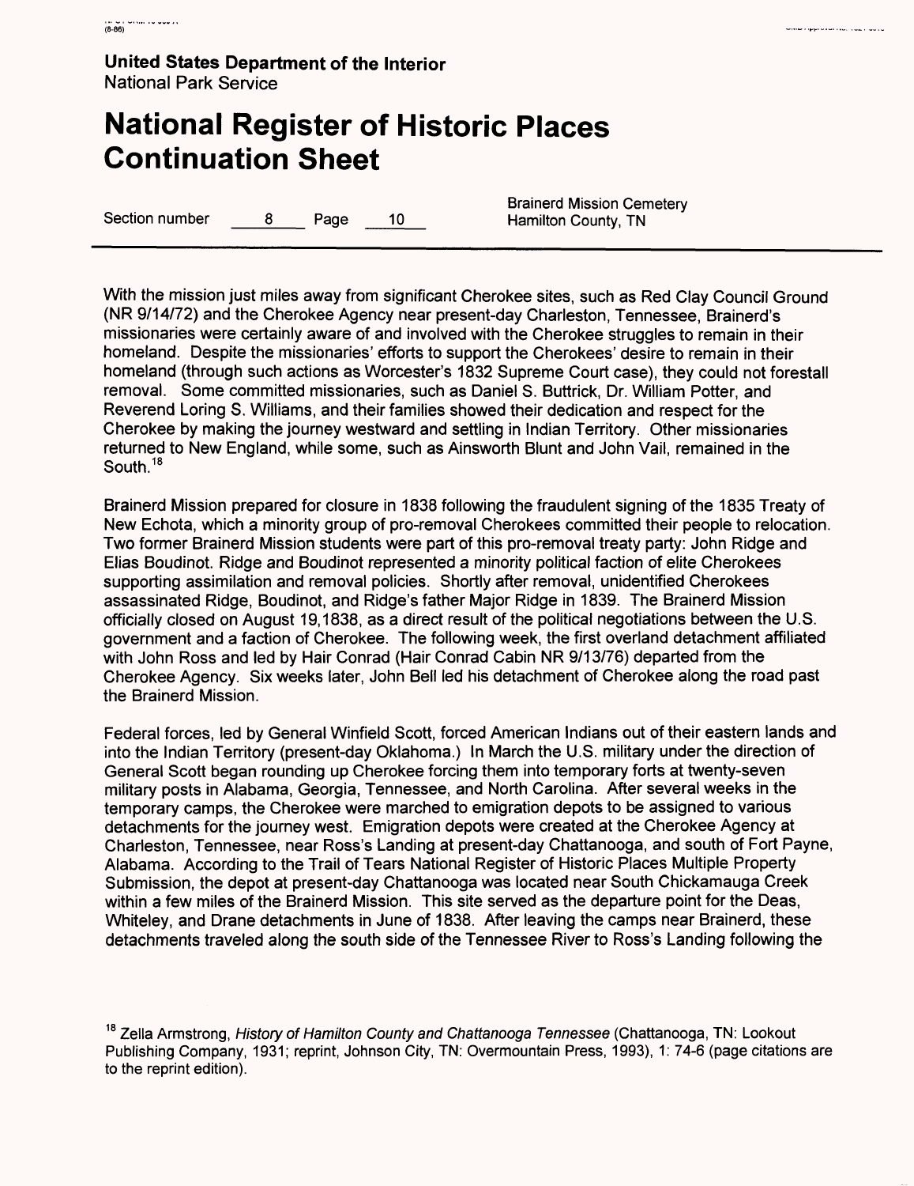With the mission just miles away from significant Cherokee sites, such as Red Clay Council Ground (NR 9/14/72) and the Cherokee Agency near present-day Charleston, Tennessee, Brainerd's missionaries were certainly aware of and involved with the Cherokee struggles to remain in their homeland. Despite the missionaries' efforts to support the Cherokees' desire to remain in their homeland (through such actions as Worcester's 1832 Supreme Court case), they could not forestall removal. Some committed missionaries, such as Daniel S. Buttrick, Dr. William Potter, and Reverend Loring S. Williams, and their families showed their dedication and respect for the Cherokee by making the journey westward and settling in Indian Territory. Other missionaries returned to New England, while some, such as Ainsworth Blunt and John Vail, remained in the South.[18]

Brainerd Mission prepared for closure in 1838 following the fraudulent signing of the 1835 Treaty of New Echota, which a minority group of pro-removal Cherokees committed their people to relocation. Two former Brainerd Mission students were part of this pro-removal treaty party: John Ridge and Elias Boudinot. Ridge and Boudinot represented a minority political faction of elite Cherokees supporting assimilation and removal policies. Shortly after removal, unidentified Cherokees assassinated Ridge, Boudinot, and Ridge's father Major Ridge in 1839. The Brainerd Mission officially closed on August 19,1838, as a direct result of the political negotiations between the U.S. government and a faction of Cherokee. The following week, the first overland detachment affiliated with John Ross and led by Hair Conrad (Hair Conrad Cabin NR 9/13/76) departed from the Cherokee Agency. Six weeks later, John Bell led his detachment of Cherokee along the road past the Brainerd Mission.

Federal forces, led by General Winfield Scott, forced American Indians out of their eastern lands and into the Indian Territory (present-day Oklahoma.) In March the U.S. military under the direction of General Scott began rounding up Cherokee forcing them into temporary forts at twenty-seven military posts in Alabama, Georgia, Tennessee, and North Carolina. After several weeks in the temporary camps, the Cherokee were marched to emigration depots to be assigned to various detachments for the journey west. Emigration depots were created at the Cherokee Agency at Charleston, Tennessee, near Ross's Landing at present-day Chattanooga, and south of Fort Payne, Alabama. According to the Trail of Tears National Register of Historic Places Multiple Property Submission, the depot at present-day Chattanooga was located near South Chickamauga Creek within a few miles of the Brainerd Mission. This site served as the departure point for the Deas, Whiteley, and Drane detachments in June of 1838. After leaving the camps near Brainerd, these detachments traveled along the south side of the Tennessee River to Ross's Landing following the

[18] Zella Armstrong, *History of Hamilton County and Chattanooga Tennessee* (Chattanooga, TN: Lookout Publishing Company, 1931; reprint, Johnson City, TN: Overmountain Press, 1993), 1: 74-6 (page citations are to the reprint edition).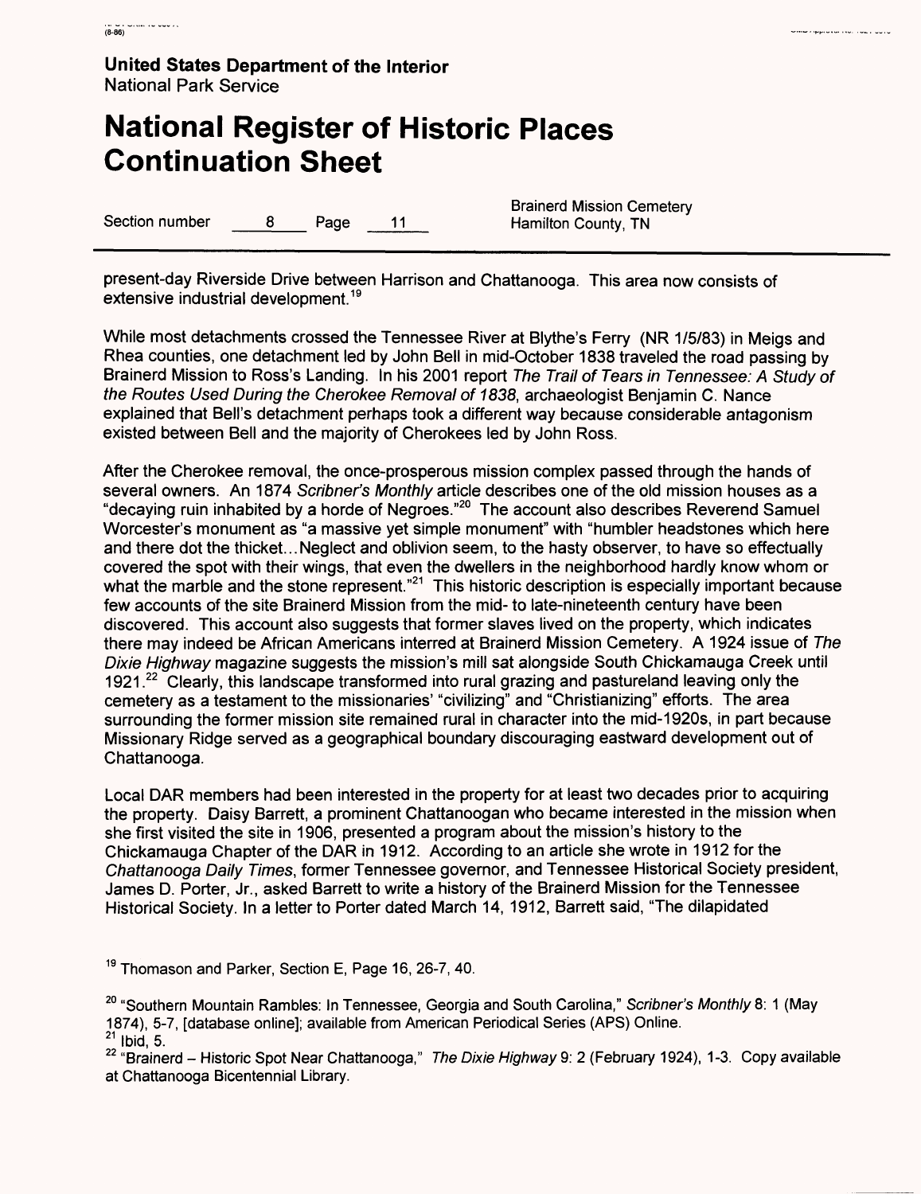present-day Riverside Drive between Harrison and Chattanooga. This area now consists of extensive industrial development.[19]

While most detachments crossed the Tennessee River at Blythe's Ferry (NR 1/5/83) in Meigs and Rhea counties, one detachment led by John Bell in mid-October 1838 traveled the road passing by Brainerd Mission to Ross's Landing. In his 2001 report *The Trail of Tears in Tennessee: A Study of the Routes Used During the Cherokee Removal of 1838*, archaeologist Benjamin C. Nance explained that Bell's detachment perhaps took a different way because considerable antagonism existed between Bell and the majority of Cherokees led by John Ross.

After the Cherokee removal, the once-prosperous mission complex passed through the hands of several owners. An 1874 *Scribner's Monthly* article describes one of the old mission houses as a "decaying ruin inhabited by a horde of Negroes."[20] The account also describes Reverend Samuel Worcester's monument as "a massive yet simple monument" with "humbler headstones which here and there dot the thicket...Neglect and oblivion seem, to the hasty observer, to have so effectually covered the spot with their wings, that even the dwellers in the neighborhood hardly know whom or what the marble and the stone represent."[21] This historic description is especially important because few accounts of the site Brainerd Mission from the mid- to late-nineteenth century have been discovered. This account also suggests that former slaves lived on the property, which indicates there may indeed be African Americans interred at Brainerd Mission Cemetery. A 1924 issue of *The Dixie Highway* magazine suggests the mission's mill sat alongside South Chickamauga Creek until 1921.[22] Clearly, this landscape transformed into rural grazing and pastureland leaving only the cemetery as a testament to the missionaries' "civilizing" and "Christianizing" efforts. The area surrounding the former mission site remained rural in character into the mid-1920s, in part because Missionary Ridge served as a geographical boundary discouraging eastward development out of Chattanooga.

Local DAR members had been interested in the property for at least two decades prior to acquiring the property. Daisy Barrett, a prominent Chattanoogan who became interested in the mission when she first visited the site in 1906, presented a program about the mission's history to the Chickamauga Chapter of the DAR in 1912. According to an article she wrote in 1912 for the *Chattanooga Daily Times*, former Tennessee governor, and Tennessee Historical Society president, James D. Porter, Jr., asked Barrett to write a history of the Brainerd Mission for the Tennessee Historical Society. In a letter to Porter dated March 14, 1912, Barrett said, "The dilapidated

[19] Thomason and Parker, Section E, Page 16, 26-7, 40.

[20] "Southern Mountain Rambles: In Tennessee, Georgia and South Carolina," *Scribner's Monthly* 8: 1 (May 1874), 5-7, [database online]; available from American Periodical Series (APS) Online.

[21] Ibid, 5.

[22] "Brainerd – Historic Spot Near Chattanooga," *The Dixie Highway* 9: 2 (February 1924), 1-3. Copy available at Chattanooga Bicentennial Library.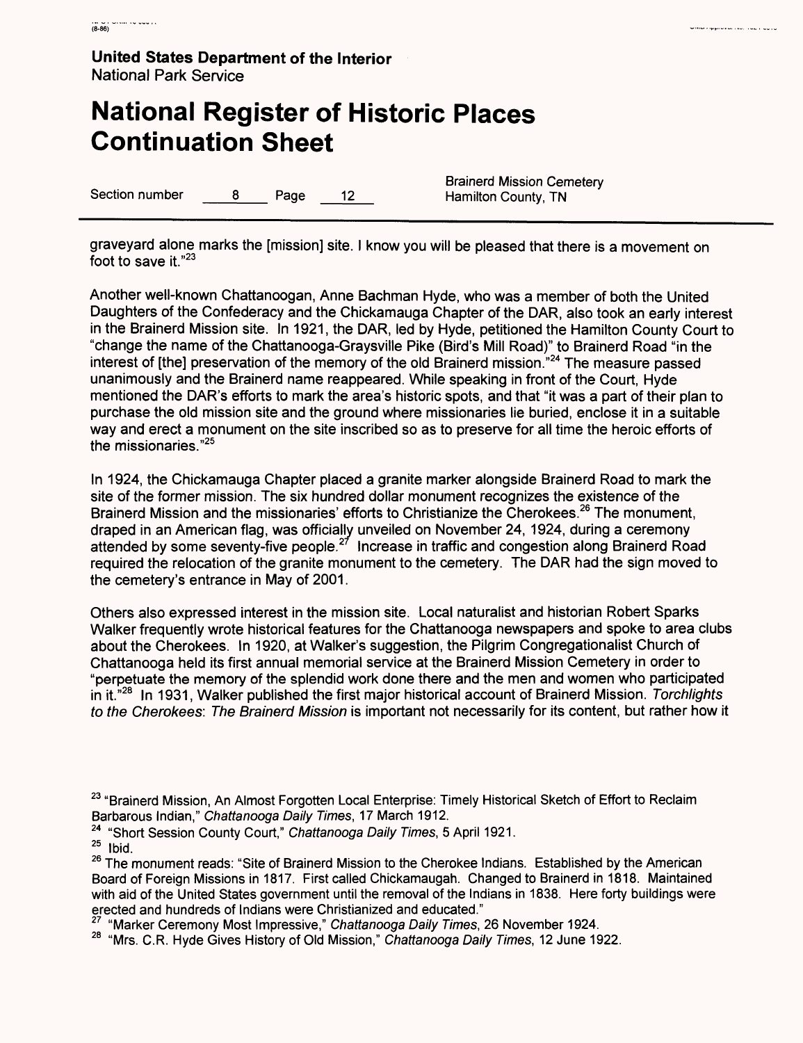graveyard alone marks the [mission] site. I know you will be pleased that there is a movement on foot to save it."[23]

Another well-known Chattanoogan, Anne Bachman Hyde, who was a member of both the United Daughters of the Confederacy and the Chickamauga Chapter of the DAR, also took an early interest in the Brainerd Mission site. In 1921, the DAR, led by Hyde, petitioned the Hamilton County Court to "change the name of the Chattanooga-Graysville Pike (Bird's Mill Road)" to Brainerd Road "in the interest of [the] preservation of the memory of the old Brainerd mission."[24] The measure passed unanimously and the Brainerd name reappeared. While speaking in front of the Court, Hyde mentioned the DAR's efforts to mark the area's historic spots, and that "it was a part of their plan to purchase the old mission site and the ground where missionaries lie buried, enclose it in a suitable way and erect a monument on the site inscribed so as to preserve for all time the heroic efforts of the missionaries."[25]

In 1924, the Chickamauga Chapter placed a granite marker alongside Brainerd Road to mark the site of the former mission. The six hundred dollar monument recognizes the existence of the Brainerd Mission and the missionaries' efforts to Christianize the Cherokees.[26] The monument, draped in an American flag, was officially unveiled on November 24, 1924, during a ceremony attended by some seventy-five people.[27] Increase in traffic and congestion along Brainerd Road required the relocation of the granite monument to the cemetery. The DAR had the sign moved to the cemetery's entrance in May of 2001.

Others also expressed interest in the mission site. Local naturalist and historian Robert Sparks Walker frequently wrote historical features for the Chattanooga newspapers and spoke to area clubs about the Cherokees. In 1920, at Walker's suggestion, the Pilgrim Congregationalist Church of Chattanooga held its first annual memorial service at the Brainerd Mission Cemetery in order to "perpetuate the memory of the splendid work done there and the men and women who participated in it."[28] In 1931, Walker published the first major historical account of Brainerd Mission. *Torchlights to the Cherokees: The Brainerd Mission* is important not necessarily for its content, but rather how it

---

[23] "Brainerd Mission, An Almost Forgotten Local Enterprise: Timely Historical Sketch of Effort to Reclaim Barbarous Indian," *Chattanooga Daily Times*, 17 March 1912.

[24] "Short Session County Court," *Chattanooga Daily Times*, 5 April 1921.

[25] Ibid.

[26] The monument reads: "Site of Brainerd Mission to the Cherokee Indians. Established by the American Board of Foreign Missions in 1817. First called Chickamaugah. Changed to Brainerd in 1818. Maintained with aid of the United States government until the removal of the Indians in 1838. Here forty buildings were erected and hundreds of Indians were Christianized and educated."

[27] "Marker Ceremony Most Impressive," *Chattanooga Daily Times*, 26 November 1924.

[28] "Mrs. C.R. Hyde Gives History of Old Mission," *Chattanooga Daily Times*, 12 June 1922.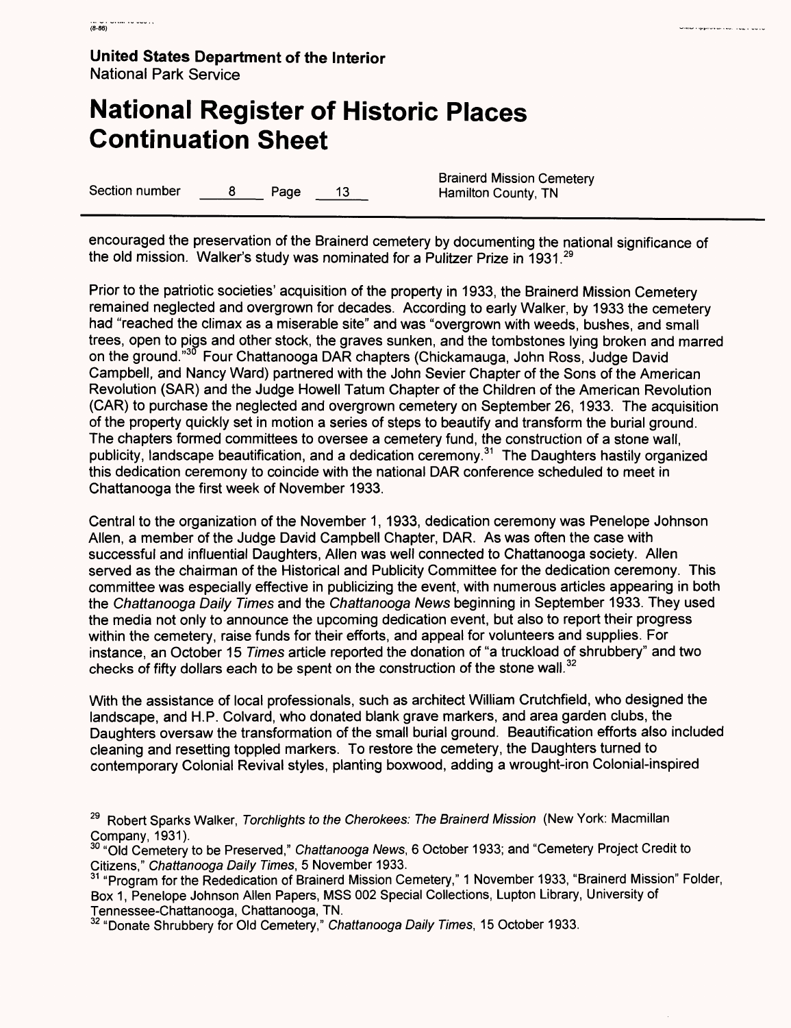encouraged the preservation of the Brainerd cemetery by documenting the national significance of the old mission. Walker's study was nominated for a Pulitzer Prize in 1931.[29]

Prior to the patriotic societies' acquisition of the property in 1933, the Brainerd Mission Cemetery remained neglected and overgrown for decades. According to early Walker, by 1933 the cemetery had "reached the climax as a miserable site" and was "overgrown with weeds, bushes, and small trees, open to pigs and other stock, the graves sunken, and the tombstones lying broken and marred on the ground."[30] Four Chattanooga DAR chapters (Chickamauga, John Ross, Judge David Campbell, and Nancy Ward) partnered with the John Sevier Chapter of the Sons of the American Revolution (SAR) and the Judge Howell Tatum Chapter of the Children of the American Revolution (CAR) to purchase the neglected and overgrown cemetery on September 26, 1933. The acquisition of the property quickly set in motion a series of steps to beautify and transform the burial ground. The chapters formed committees to oversee a cemetery fund, the construction of a stone wall, publicity, landscape beautification, and a dedication ceremony.[31] The Daughters hastily organized this dedication ceremony to coincide with the national DAR conference scheduled to meet in Chattanooga the first week of November 1933.

Central to the organization of the November 1, 1933, dedication ceremony was Penelope Johnson Allen, a member of the Judge David Campbell Chapter, DAR. As was often the case with successful and influential Daughters, Allen was well connected to Chattanooga society. Allen served as the chairman of the Historical and Publicity Committee for the dedication ceremony. This committee was especially effective in publicizing the event, with numerous articles appearing in both the *Chattanooga Daily Times* and the *Chattanooga News* beginning in September 1933. They used the media not only to announce the upcoming dedication event, but also to report their progress within the cemetery, raise funds for their efforts, and appeal for volunteers and supplies. For instance, an October 15 *Times* article reported the donation of "a truckload of shrubbery" and two checks of fifty dollars each to be spent on the construction of the stone wall.[32]

With the assistance of local professionals, such as architect William Crutchfield, who designed the landscape, and H.P. Colvard, who donated blank grave markers, and area garden clubs, the Daughters oversaw the transformation of the small burial ground. Beautification efforts also included cleaning and resetting toppled markers. To restore the cemetery, the Daughters turned to contemporary Colonial Revival styles, planting boxwood, adding a wrought-iron Colonial-inspired

---

[29] Robert Sparks Walker, *Torchlights to the Cherokees: The Brainerd Mission* (New York: Macmillan Company, 1931).

[30] "Old Cemetery to be Preserved," *Chattanooga News*, 6 October 1933; and "Cemetery Project Credit to Citizens," *Chattanooga Daily Times*, 5 November 1933.

[31] "Program for the Rededication of Brainerd Mission Cemetery," 1 November 1933, "Brainerd Mission" Folder, Box 1, Penelope Johnson Allen Papers, MSS 002 Special Collections, Lupton Library, University of Tennessee-Chattanooga, Chattanooga, TN.

[32] "Donate Shrubbery for Old Cemetery," *Chattanooga Daily Times*, 15 October 1933.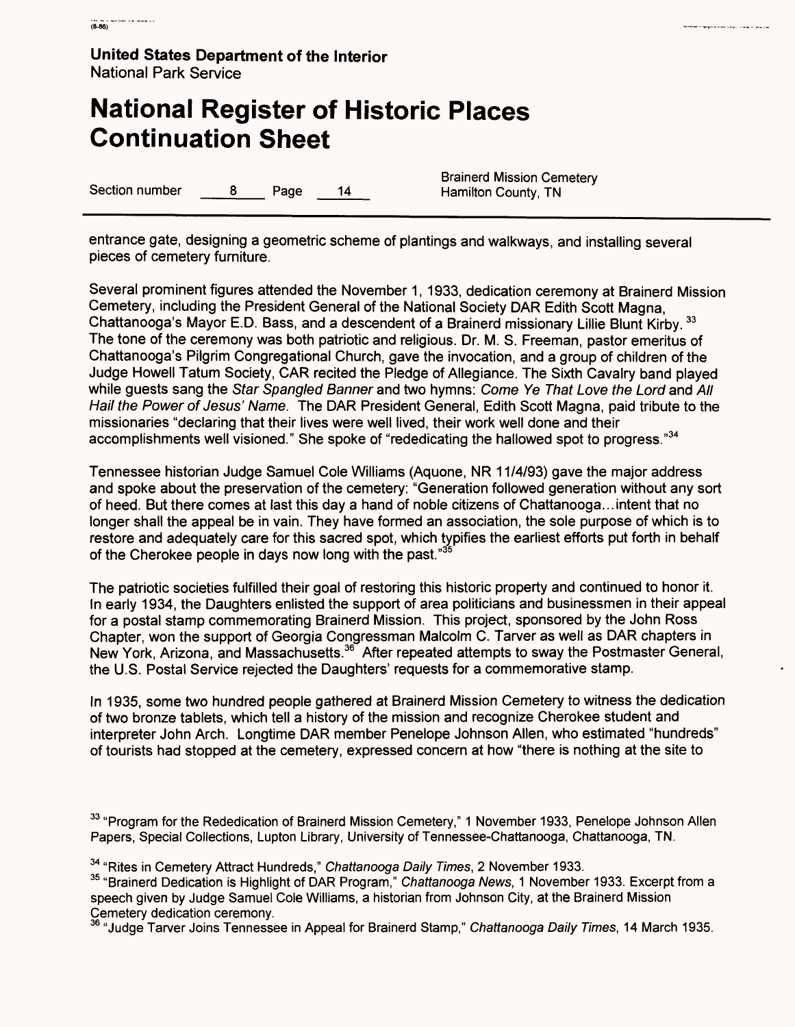entrance gate, designing a geometric scheme of plantings and walkways, and installing several pieces of cemetery furniture.

Several prominent figures attended the November 1, 1933, dedication ceremony at Brainerd Mission Cemetery, including the President General of the National Society DAR Edith Scott Magna, Chattanooga's Mayor E.D. Bass, and a descendent of a Brainerd missionary Lillie Blunt Kirby. [33] The tone of the ceremony was both patriotic and religious. Dr. M. S. Freeman, pastor emeritus of Chattanooga's Pilgrim Congregational Church, gave the invocation, and a group of children of the Judge Howell Tatum Society, CAR recited the Pledge of Allegiance. The Sixth Cavalry band played while guests sang the *Star Spangled Banner* and two hymns: *Come Ye That Love the Lord* and *All Hail the Power of Jesus' Name*. The DAR President General, Edith Scott Magna, paid tribute to the missionaries "declaring that their lives were well lived, their work well done and their accomplishments well visioned." She spoke of "rededicating the hallowed spot to progress."[34]

Tennessee historian Judge Samuel Cole Williams (Aquone, NR 11/4/93) gave the major address and spoke about the preservation of the cemetery: "Generation followed generation without any sort of heed. But there comes at last this day a hand of noble citizens of Chattanooga…intent that no longer shall the appeal be in vain. They have formed an association, the sole purpose of which is to restore and adequately care for this sacred spot, which typifies the earliest efforts put forth in behalf of the Cherokee people in days now long with the past."[35]

The patriotic societies fulfilled their goal of restoring this historic property and continued to honor it. In early 1934, the Daughters enlisted the support of area politicians and businessmen in their appeal for a postal stamp commemorating Brainerd Mission. This project, sponsored by the John Ross Chapter, won the support of Georgia Congressman Malcolm C. Tarver as well as DAR chapters in New York, Arizona, and Massachusetts.[36] After repeated attempts to sway the Postmaster General, the U.S. Postal Service rejected the Daughters' requests for a commemorative stamp.

In 1935, some two hundred people gathered at Brainerd Mission Cemetery to witness the dedication of two bronze tablets, which tell a history of the mission and recognize Cherokee student and interpreter John Arch. Longtime DAR member Penelope Johnson Allen, who estimated "hundreds" of tourists had stopped at the cemetery, expressed concern at how "there is nothing at the site to

[33] "Program for the Rededication of Brainerd Mission Cemetery," 1 November 1933, Penelope Johnson Allen Papers, Special Collections, Lupton Library, University of Tennessee-Chattanooga, Chattanooga, TN.

[34] "Rites in Cemetery Attract Hundreds," *Chattanooga Daily Times*, 2 November 1933.

[35] "Brainerd Dedication is Highlight of DAR Program," *Chattanooga News*, 1 November 1933. Excerpt from a speech given by Judge Samuel Cole Williams, a historian from Johnson City, at the Brainerd Mission Cemetery dedication ceremony.

[36] "Judge Tarver Joins Tennessee in Appeal for Brainerd Stamp," *Chattanooga Daily Times*, 14 March 1935.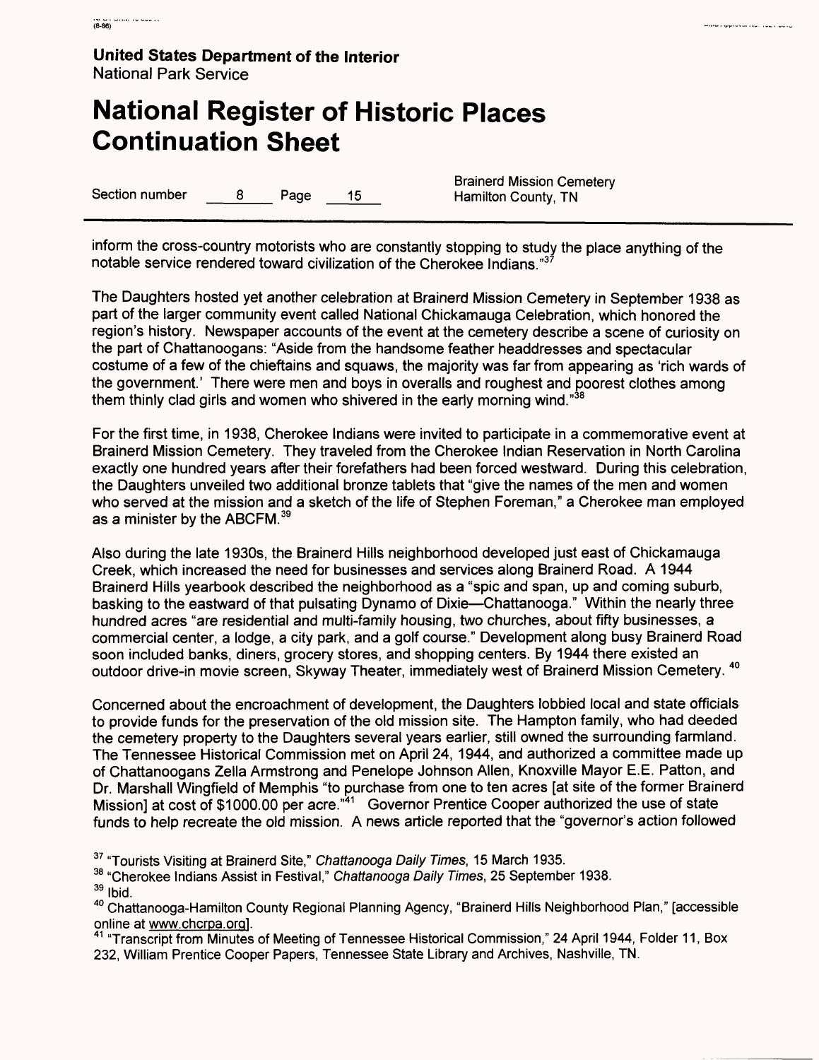inform the cross-country motorists who are constantly stopping to study the place anything of the notable service rendered toward civilization of the Cherokee Indians."[37]

The Daughters hosted yet another celebration at Brainerd Mission Cemetery in September 1938 as part of the larger community event called National Chickamauga Celebration, which honored the region's history. Newspaper accounts of the event at the cemetery describe a scene of curiosity on the part of Chattanoogans: "Aside from the handsome feather headdresses and spectacular costume of a few of the chieftains and squaws, the majority was far from appearing as 'rich wards of the government.' There were men and boys in overalls and roughest and poorest clothes among them thinly clad girls and women who shivered in the early morning wind."[38]

For the first time, in 1938, Cherokee Indians were invited to participate in a commemorative event at Brainerd Mission Cemetery. They traveled from the Cherokee Indian Reservation in North Carolina exactly one hundred years after their forefathers had been forced westward. During this celebration, the Daughters unveiled two additional bronze tablets that "give the names of the men and women who served at the mission and a sketch of the life of Stephen Foreman," a Cherokee man employed as a minister by the ABCFM.[39]

Also during the late 1930s, the Brainerd Hills neighborhood developed just east of Chickamauga Creek, which increased the need for businesses and services along Brainerd Road. A 1944 Brainerd Hills yearbook described the neighborhood as a "spic and span, up and coming suburb, basking to the eastward of that pulsating Dynamo of Dixie—Chattanooga." Within the nearly three hundred acres "are residential and multi-family housing, two churches, about fifty businesses, a commercial center, a lodge, a city park, and a golf course." Development along busy Brainerd Road soon included banks, diners, grocery stores, and shopping centers. By 1944 there existed an outdoor drive-in movie screen, Skyway Theater, immediately west of Brainerd Mission Cemetery. [40]

Concerned about the encroachment of development, the Daughters lobbied local and state officials to provide funds for the preservation of the old mission site. The Hampton family, who had deeded the cemetery property to the Daughters several years earlier, still owned the surrounding farmland. The Tennessee Historical Commission met on April 24, 1944, and authorized a committee made up of Chattanoogans Zella Armstrong and Penelope Johnson Allen, Knoxville Mayor E.E. Patton, and Dr. Marshall Wingfield of Memphis "to purchase from one to ten acres [at site of the former Brainerd Mission] at cost of $1000.00 per acre."[41] Governor Prentice Cooper authorized the use of state funds to help recreate the old mission. A news article reported that the "governor's action followed

[37] "Tourists Visiting at Brainerd Site," *Chattanooga Daily Times*, 15 March 1935.

[38] "Cherokee Indians Assist in Festival," *Chattanooga Daily Times*, 25 September 1938.

[39] Ibid.

[40] Chattanooga-Hamilton County Regional Planning Agency, "Brainerd Hills Neighborhood Plan," [accessible online at www.chcrpa.org].

[41] "Transcript from Minutes of Meeting of Tennessee Historical Commission," 24 April 1944, Folder 11, Box 232, William Prentice Cooper Papers, Tennessee State Library and Archives, Nashville, TN.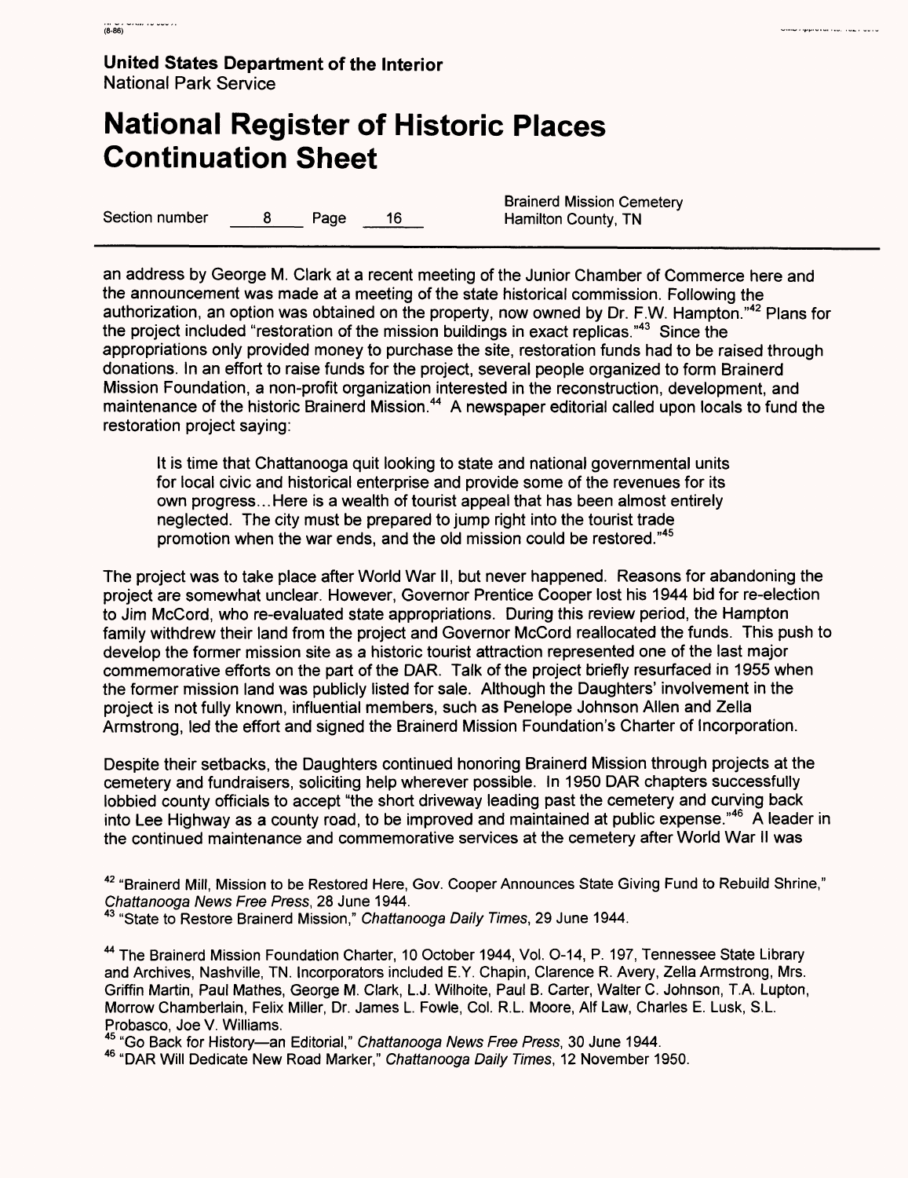an address by George M. Clark at a recent meeting of the Junior Chamber of Commerce here and the announcement was made at a meeting of the state historical commission. Following the authorization, an option was obtained on the property, now owned by Dr. F.W. Hampton."[42] Plans for the project included "restoration of the mission buildings in exact replicas."[43] Since the appropriations only provided money to purchase the site, restoration funds had to be raised through donations. In an effort to raise funds for the project, several people organized to form Brainerd Mission Foundation, a non-profit organization interested in the reconstruction, development, and maintenance of the historic Brainerd Mission.[44] A newspaper editorial called upon locals to fund the restoration project saying:

> It is time that Chattanooga quit looking to state and national governmental units for local civic and historical enterprise and provide some of the revenues for its own progress...Here is a wealth of tourist appeal that has been almost entirely neglected. The city must be prepared to jump right into the tourist trade promotion when the war ends, and the old mission could be restored."[45]

The project was to take place after World War II, but never happened. Reasons for abandoning the project are somewhat unclear. However, Governor Prentice Cooper lost his 1944 bid for re-election to Jim McCord, who re-evaluated state appropriations. During this review period, the Hampton family withdrew their land from the project and Governor McCord reallocated the funds. This push to develop the former mission site as a historic tourist attraction represented one of the last major commemorative efforts on the part of the DAR. Talk of the project briefly resurfaced in 1955 when the former mission land was publicly listed for sale. Although the Daughters' involvement in the project is not fully known, influential members, such as Penelope Johnson Allen and Zella Armstrong, led the effort and signed the Brainerd Mission Foundation's Charter of Incorporation.

Despite their setbacks, the Daughters continued honoring Brainerd Mission through projects at the cemetery and fundraisers, soliciting help wherever possible. In 1950 DAR chapters successfully lobbied county officials to accept "the short driveway leading past the cemetery and curving back into Lee Highway as a county road, to be improved and maintained at public expense."[46] A leader in the continued maintenance and commemorative services at the cemetery after World War II was

[42] "Brainerd Mill, Mission to be Restored Here, Gov. Cooper Announces State Giving Fund to Rebuild Shrine," *Chattanooga News Free Press*, 28 June 1944.

[43] "State to Restore Brainerd Mission," *Chattanooga Daily Times*, 29 June 1944.

[44] The Brainerd Mission Foundation Charter, 10 October 1944, Vol. O-14, P. 197, Tennessee State Library and Archives, Nashville, TN. Incorporators included E.Y. Chapin, Clarence R. Avery, Zella Armstrong, Mrs. Griffin Martin, Paul Mathes, George M. Clark, L.J. Wilhoite, Paul B. Carter, Walter C. Johnson, T.A. Lupton, Morrow Chamberlain, Felix Miller, Dr. James L. Fowle, Col. R.L. Moore, Alf Law, Charles E. Lusk, S.L. Probasco, Joe V. Williams.

[45] "Go Back for History—an Editorial," *Chattanooga News Free Press*, 30 June 1944.

[46] "DAR Will Dedicate New Road Marker," *Chattanooga Daily Times*, 12 November 1950.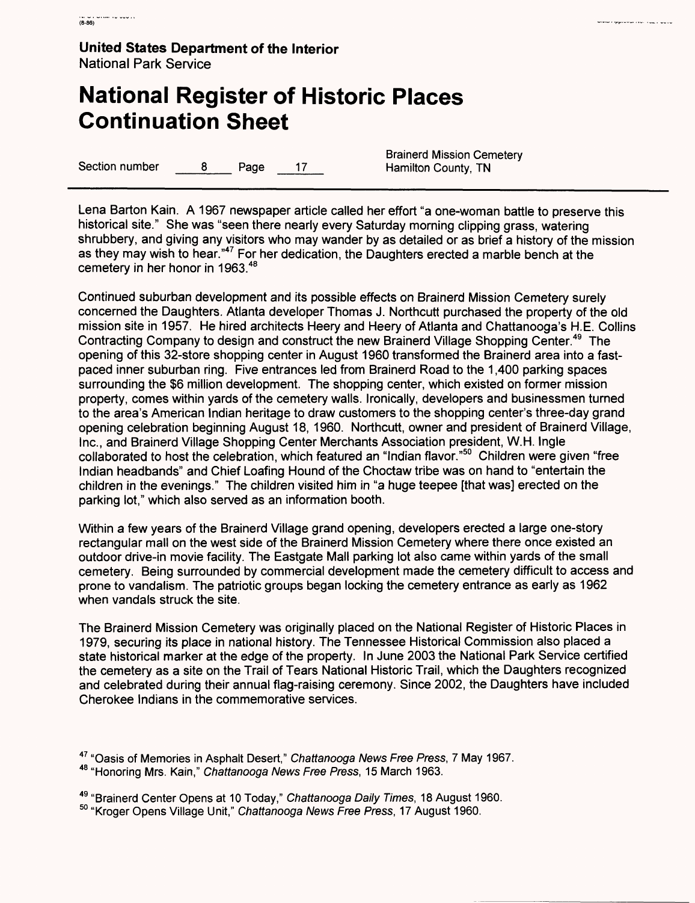Lena Barton Kain. A 1967 newspaper article called her effort "a one-woman battle to preserve this historical site." She was "seen there nearly every Saturday morning clipping grass, watering shrubbery, and giving any visitors who may wander by as detailed or as brief a history of the mission as they may wish to hear."[47] For her dedication, the Daughters erected a marble bench at the cemetery in her honor in 1963.[48]

Continued suburban development and its possible effects on Brainerd Mission Cemetery surely concerned the Daughters. Atlanta developer Thomas J. Northcutt purchased the property of the old mission site in 1957. He hired architects Heery and Heery of Atlanta and Chattanooga's H.E. Collins Contracting Company to design and construct the new Brainerd Village Shopping Center.[49] The opening of this 32-store shopping center in August 1960 transformed the Brainerd area into a fast-paced inner suburban ring. Five entrances led from Brainerd Road to the 1,400 parking spaces surrounding the $6 million development. The shopping center, which existed on former mission property, comes within yards of the cemetery walls. Ironically, developers and businessmen turned to the area's American Indian heritage to draw customers to the shopping center's three-day grand opening celebration beginning August 18, 1960. Northcutt, owner and president of Brainerd Village, Inc., and Brainerd Village Shopping Center Merchants Association president, W.H. Ingle collaborated to host the celebration, which featured an "Indian flavor."[50] Children were given "free Indian headbands" and Chief Loafing Hound of the Choctaw tribe was on hand to "entertain the children in the evenings." The children visited him in "a huge teepee [that was] erected on the parking lot," which also served as an information booth.

Within a few years of the Brainerd Village grand opening, developers erected a large one-story rectangular mall on the west side of the Brainerd Mission Cemetery where there once existed an outdoor drive-in movie facility. The Eastgate Mall parking lot also came within yards of the small cemetery. Being surrounded by commercial development made the cemetery difficult to access and prone to vandalism. The patriotic groups began locking the cemetery entrance as early as 1962 when vandals struck the site.

The Brainerd Mission Cemetery was originally placed on the National Register of Historic Places in 1979, securing its place in national history. The Tennessee Historical Commission also placed a state historical marker at the edge of the property. In June 2003 the National Park Service certified the cemetery as a site on the Trail of Tears National Historic Trail, which the Daughters recognized and celebrated during their annual flag-raising ceremony. Since 2002, the Daughters have included Cherokee Indians in the commemorative services.

[47] "Oasis of Memories in Asphalt Desert," *Chattanooga News Free Press*, 7 May 1967.
[48] "Honoring Mrs. Kain," *Chattanooga News Free Press*, 15 March 1963.

[49] "Brainerd Center Opens at 10 Today," *Chattanooga Daily Times*, 18 August 1960.
[50] "Kroger Opens Village Unit," *Chattanooga News Free Press*, 17 August 1960.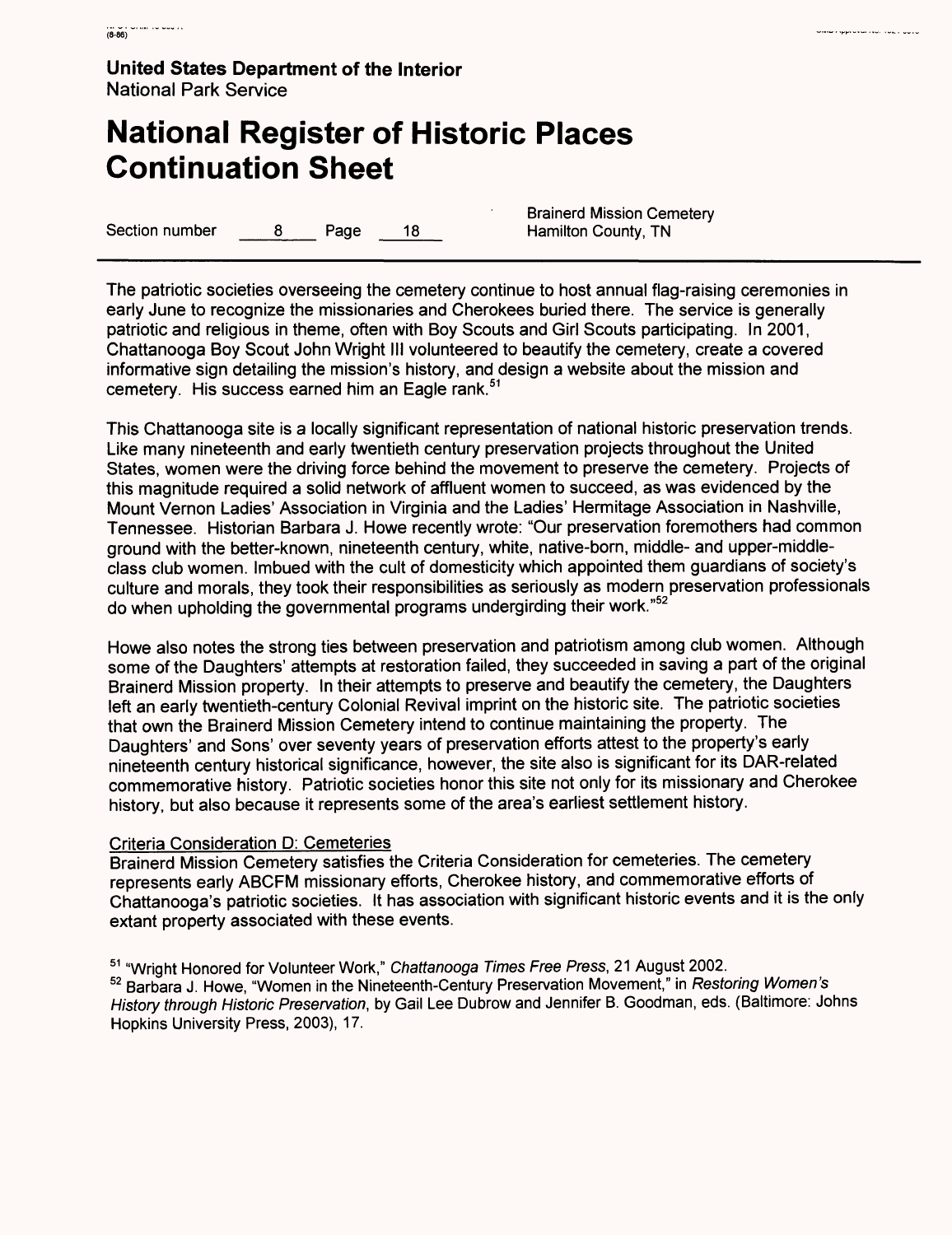The patriotic societies overseeing the cemetery continue to host annual flag-raising ceremonies in early June to recognize the missionaries and Cherokees buried there. The service is generally patriotic and religious in theme, often with Boy Scouts and Girl Scouts participating. In 2001, Chattanooga Boy Scout John Wright III volunteered to beautify the cemetery, create a covered informative sign detailing the mission's history, and design a website about the mission and cemetery. His success earned him an Eagle rank.[51]

This Chattanooga site is a locally significant representation of national historic preservation trends. Like many nineteenth and early twentieth century preservation projects throughout the United States, women were the driving force behind the movement to preserve the cemetery. Projects of this magnitude required a solid network of affluent women to succeed, as was evidenced by the Mount Vernon Ladies' Association in Virginia and the Ladies' Hermitage Association in Nashville, Tennessee. Historian Barbara J. Howe recently wrote: "Our preservation foremothers had common ground with the better-known, nineteenth century, white, native-born, middle- and upper-middle-class club women. Imbued with the cult of domesticity which appointed them guardians of society's culture and morals, they took their responsibilities as seriously as modern preservation professionals do when upholding the governmental programs undergirding their work."[52]

Howe also notes the strong ties between preservation and patriotism among club women. Although some of the Daughters' attempts at restoration failed, they succeeded in saving a part of the original Brainerd Mission property. In their attempts to preserve and beautify the cemetery, the Daughters left an early twentieth-century Colonial Revival imprint on the historic site. The patriotic societies that own the Brainerd Mission Cemetery intend to continue maintaining the property. The Daughters' and Sons' over seventy years of preservation efforts attest to the property's early nineteenth century historical significance, however, the site also is significant for its DAR-related commemorative history. Patriotic societies honor this site not only for its missionary and Cherokee history, but also because it represents some of the area's earliest settlement history.

Criteria Consideration D: Cemeteries

Brainerd Mission Cemetery satisfies the Criteria Consideration for cemeteries. The cemetery represents early ABCFM missionary efforts, Cherokee history, and commemorative efforts of Chattanooga's patriotic societies. It has association with significant historic events and it is the only extant property associated with these events.

[51] "Wright Honored for Volunteer Work," *Chattanooga Times Free Press*, 21 August 2002.

[52] Barbara J. Howe, "Women in the Nineteenth-Century Preservation Movement," in *Restoring Women's History through Historic Preservation*, by Gail Lee Dubrow and Jennifer B. Goodman, eds. (Baltimore: Johns Hopkins University Press, 2003), 17.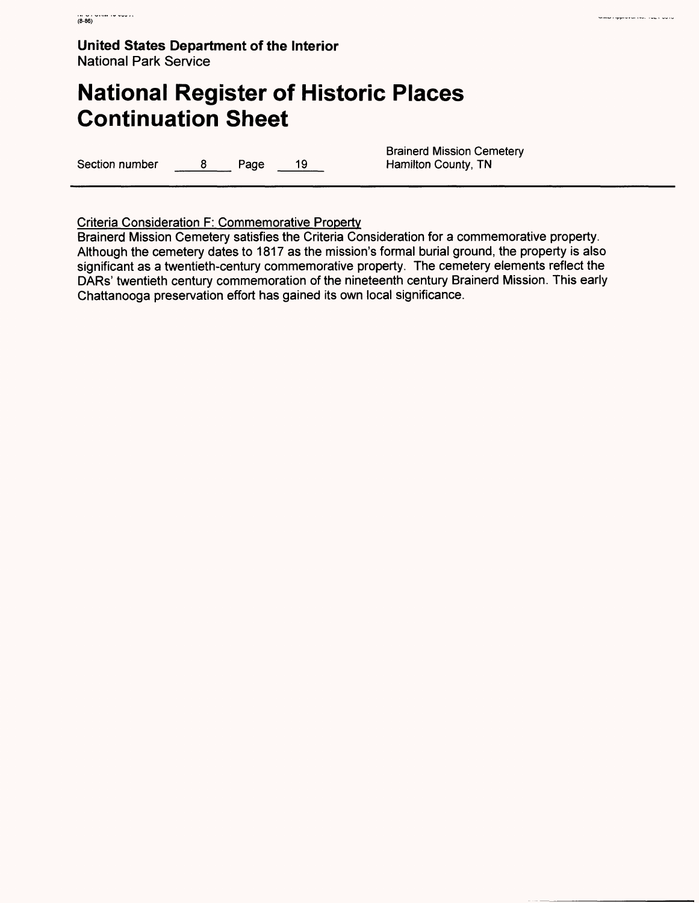Criteria Consideration F: Commemorative Property

Brainerd Mission Cemetery satisfies the Criteria Consideration for a commemorative property. Although the cemetery dates to 1817 as the mission's formal burial ground, the property is also significant as a twentieth-century commemorative property. The cemetery elements reflect the DARs' twentieth century commemoration of the nineteenth century Brainerd Mission. This early Chattanooga preservation effort has gained its own local significance.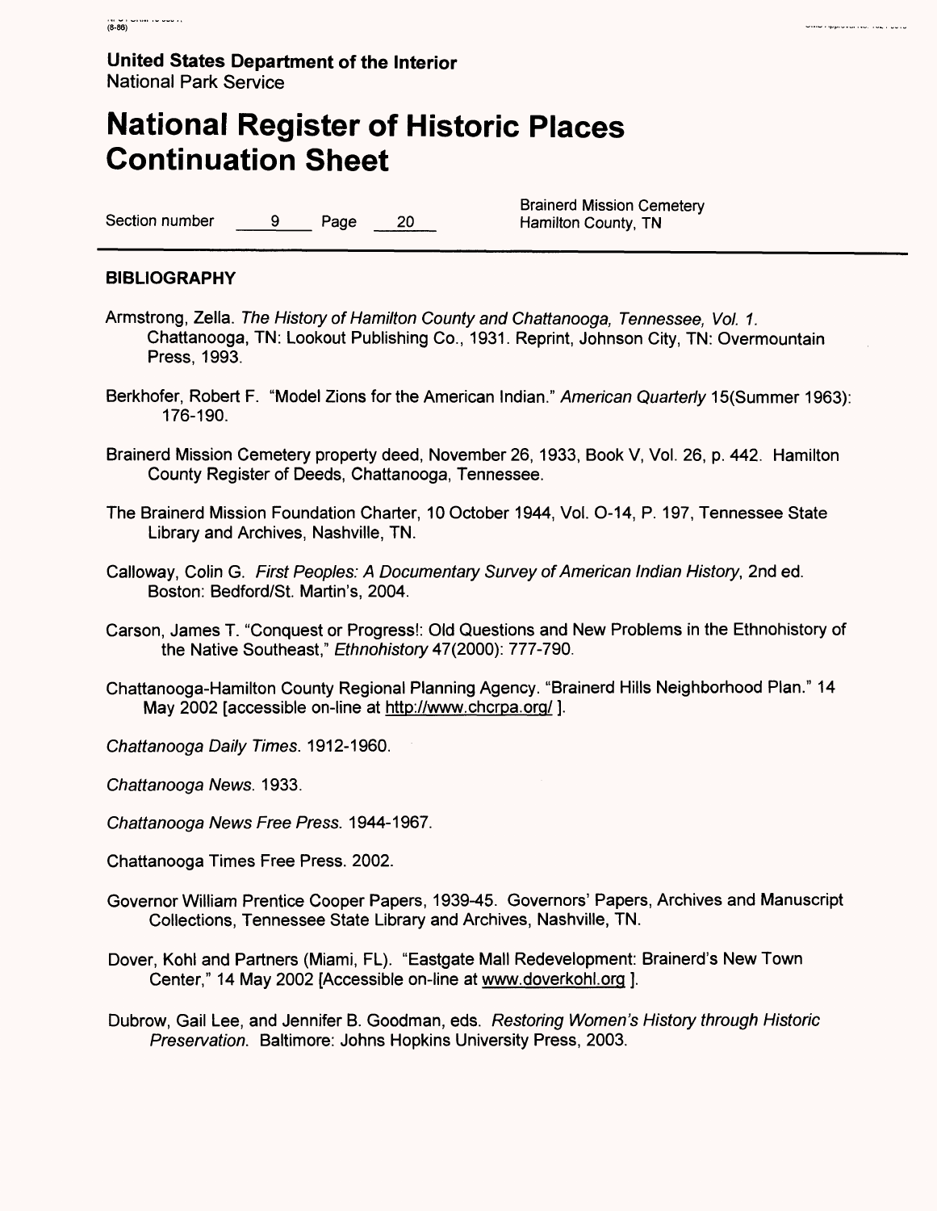**United States Department of the Interior**
National Park Service

# National Register of Historic Places Continuation Sheet

Section number 9 Page 20

Brainerd Mission Cemetery
Hamilton County, TN

## BIBLIOGRAPHY

Armstrong, Zella. *The History of Hamilton County and Chattanooga, Tennessee, Vol. 1.* Chattanooga, TN: Lookout Publishing Co., 1931. Reprint, Johnson City, TN: Overmountain Press, 1993.

Berkhofer, Robert F. "Model Zions for the American Indian." *American Quarterly* 15(Summer 1963): 176-190.

Brainerd Mission Cemetery property deed, November 26, 1933, Book V, Vol. 26, p. 442. Hamilton County Register of Deeds, Chattanooga, Tennessee.

The Brainerd Mission Foundation Charter, 10 October 1944, Vol. O-14, P. 197, Tennessee State Library and Archives, Nashville, TN.

Calloway, Colin G. *First Peoples: A Documentary Survey of American Indian History*, 2nd ed. Boston: Bedford/St. Martin's, 2004.

Carson, James T. "Conquest or Progress!: Old Questions and New Problems in the Ethnohistory of the Native Southeast," *Ethnohistory* 47(2000): 777-790.

Chattanooga-Hamilton County Regional Planning Agency. "Brainerd Hills Neighborhood Plan." 14 May 2002 [accessible on-line at http://www.chcrpa.org/ ].

*Chattanooga Daily Times*. 1912-1960.

*Chattanooga News*. 1933.

*Chattanooga News Free Press*. 1944-1967.

Chattanooga Times Free Press. 2002.

Governor William Prentice Cooper Papers, 1939-45. Governors' Papers, Archives and Manuscript Collections, Tennessee State Library and Archives, Nashville, TN.

Dover, Kohl and Partners (Miami, FL). "Eastgate Mall Redevelopment: Brainerd's New Town Center," 14 May 2002 [Accessible on-line at www.doverkohl.org ].

Dubrow, Gail Lee, and Jennifer B. Goodman, eds. *Restoring Women's History through Historic Preservation*. Baltimore: Johns Hopkins University Press, 2003.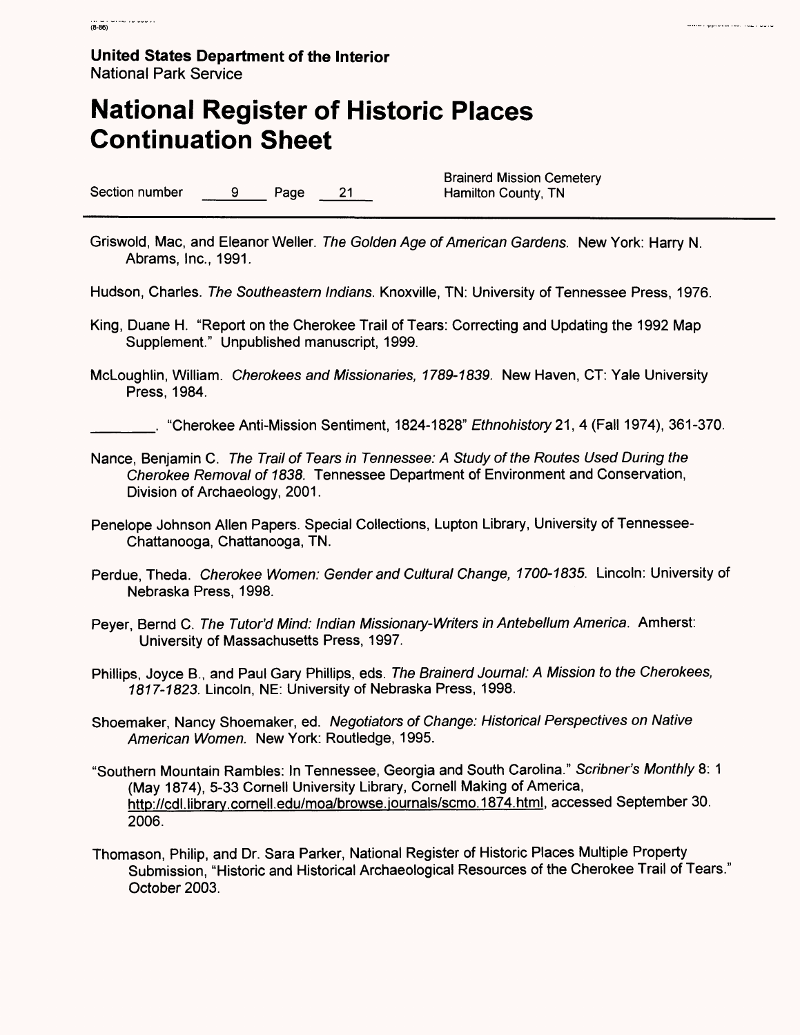Griswold, Mac, and Eleanor Weller. *The Golden Age of American Gardens.* New York: Harry N. Abrams, Inc., 1991.

Hudson, Charles. *The Southeastern Indians.* Knoxville, TN: University of Tennessee Press, 1976.

King, Duane H. "Report on the Cherokee Trail of Tears: Correcting and Updating the 1992 Map Supplement." Unpublished manuscript, 1999.

McLoughlin, William. *Cherokees and Missionaries, 1789-1839.* New Haven, CT: Yale University Press, 1984.

________. "Cherokee Anti-Mission Sentiment, 1824-1828" *Ethnohistory* 21, 4 (Fall 1974), 361-370.

Nance, Benjamin C. *The Trail of Tears in Tennessee: A Study of the Routes Used During the Cherokee Removal of 1838.* Tennessee Department of Environment and Conservation, Division of Archaeology, 2001.

Penelope Johnson Allen Papers. Special Collections, Lupton Library, University of Tennessee-Chattanooga, Chattanooga, TN.

Perdue, Theda. *Cherokee Women: Gender and Cultural Change, 1700-1835.* Lincoln: University of Nebraska Press, 1998.

Peyer, Bernd C. *The Tutor'd Mind: Indian Missionary-Writers in Antebellum America.* Amherst: University of Massachusetts Press, 1997.

Phillips, Joyce B., and Paul Gary Phillips, eds. *The Brainerd Journal: A Mission to the Cherokees, 1817-1823.* Lincoln, NE: University of Nebraska Press, 1998.

Shoemaker, Nancy Shoemaker, ed. *Negotiators of Change: Historical Perspectives on Native American Women.* New York: Routledge, 1995.

"Southern Mountain Rambles: In Tennessee, Georgia and South Carolina." *Scribner's Monthly* 8: 1 (May 1874), 5-33 Cornell University Library, Cornell Making of America, http://cdl.library.cornell.edu/moa/browse.journals/scmo.1874.html, accessed September 30. 2006.

Thomason, Philip, and Dr. Sara Parker, National Register of Historic Places Multiple Property Submission, "Historic and Historical Archaeological Resources of the Cherokee Trail of Tears." October 2003.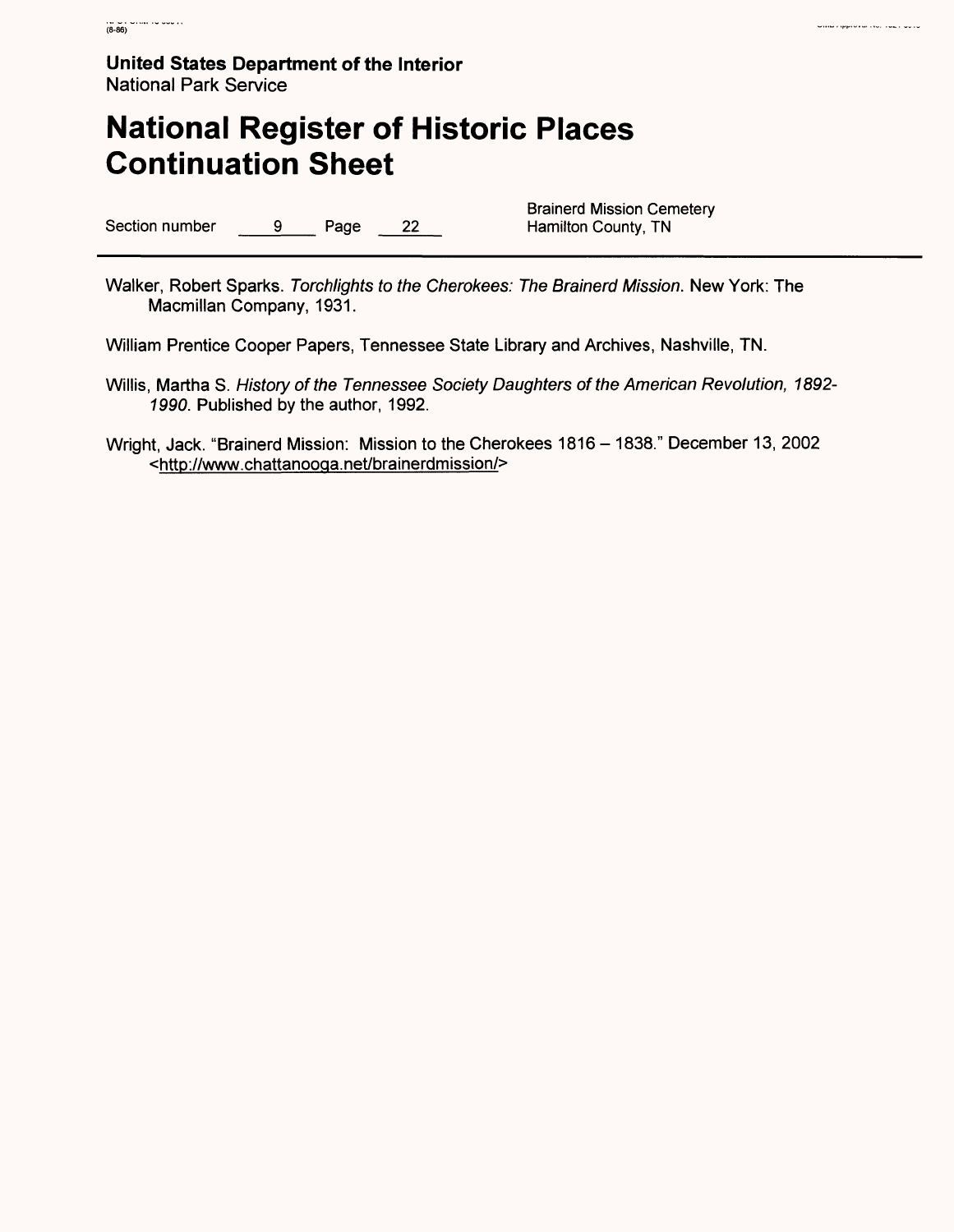Walker, Robert Sparks. *Torchlights to the Cherokees: The Brainerd Mission*. New York: The Macmillan Company, 1931.

William Prentice Cooper Papers, Tennessee State Library and Archives, Nashville, TN.

Willis, Martha S. *History of the Tennessee Society Daughters of the American Revolution, 1892-1990*. Published by the author, 1992.

Wright, Jack. "Brainerd Mission: Mission to the Cherokees 1816 – 1838." December 13, 2002 <http://www.chattanooga.net/brainerdmission/>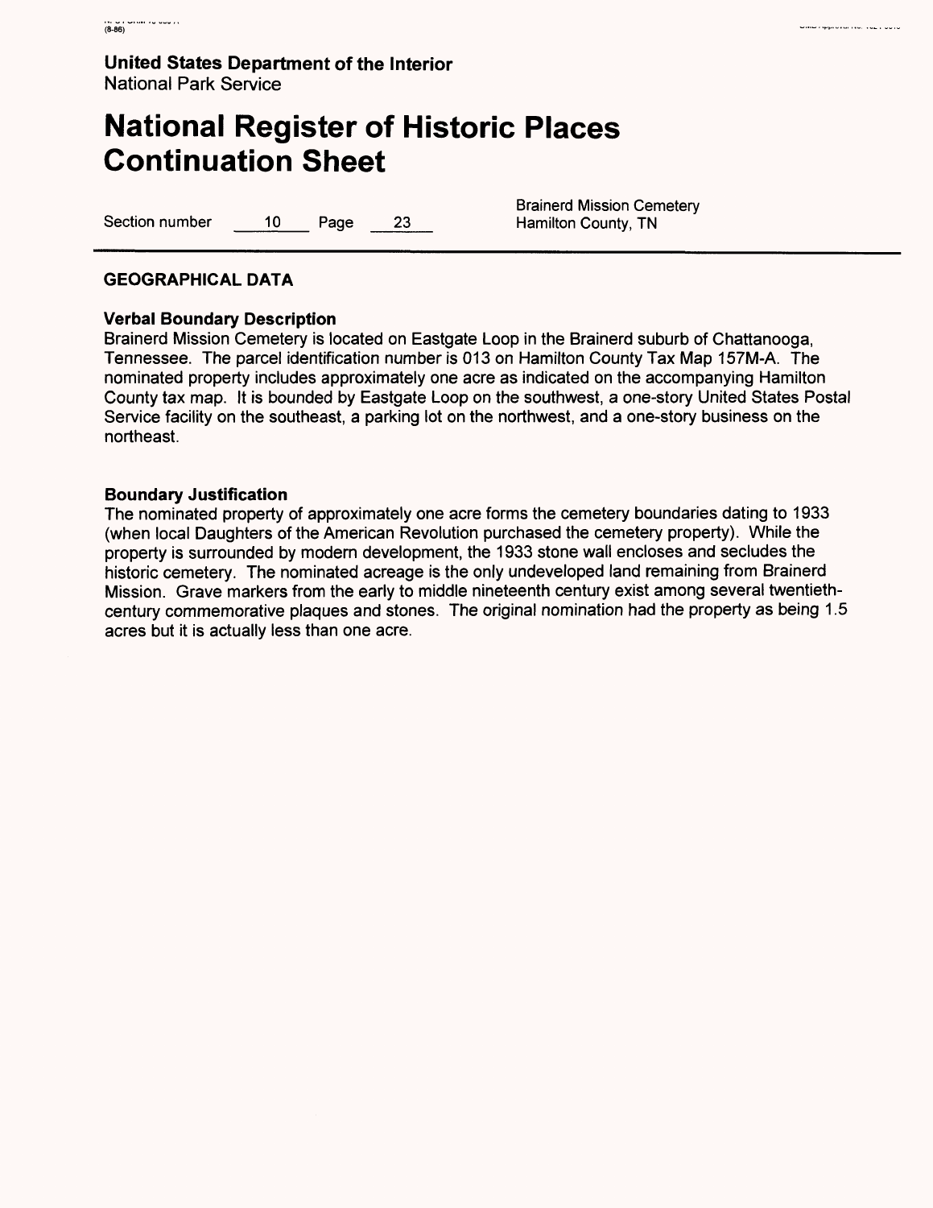**United States Department of the Interior**
National Park Service

# National Register of Historic Places Continuation Sheet

Section number 10 Page 23

Brainerd Mission Cemetery
Hamilton County, TN

## GEOGRAPHICAL DATA

### Verbal Boundary Description

Brainerd Mission Cemetery is located on Eastgate Loop in the Brainerd suburb of Chattanooga, Tennessee. The parcel identification number is 013 on Hamilton County Tax Map 157M-A. The nominated property includes approximately one acre as indicated on the accompanying Hamilton County tax map. It is bounded by Eastgate Loop on the southwest, a one-story United States Postal Service facility on the southeast, a parking lot on the northwest, and a one-story business on the northeast.

### Boundary Justification

The nominated property of approximately one acre forms the cemetery boundaries dating to 1933 (when local Daughters of the American Revolution purchased the cemetery property). While the property is surrounded by modern development, the 1933 stone wall encloses and secludes the historic cemetery. The nominated acreage is the only undeveloped land remaining from Brainerd Mission. Grave markers from the early to middle nineteenth century exist among several twentieth-century commemorative plaques and stones. The original nomination had the property as being 1.5 acres but it is actually less than one acre.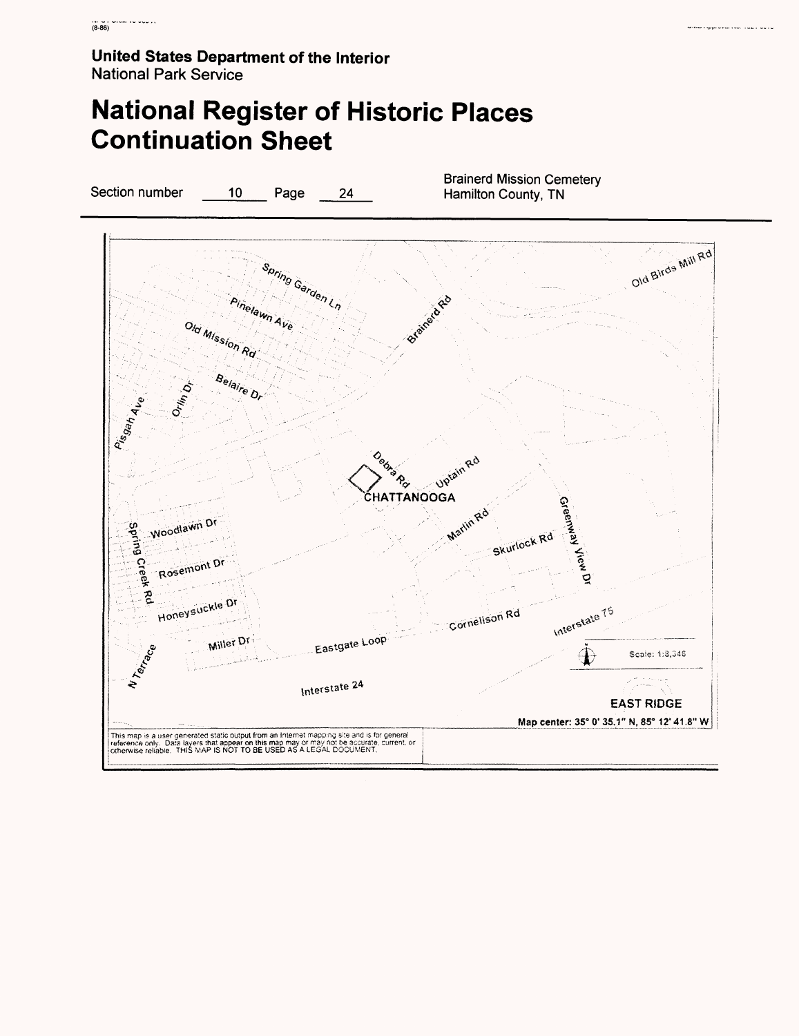**United States Department of the Interior**
National Park Service

# National Register of Historic Places Continuation Sheet

Section number 10 Page 24

Brainerd Mission Cemetery
Hamilton County, TN

Spring Garden Ln
Pinelawn Ave
Old Mission Rd
Belaire Dr
Orlin Dr
Pisgah Ave
Brainerd Rd
Old Birds Mill Rd
Debra Rd
Uptain Rd
CHATTANOOGA
Greenway View Dr
Marlin Rd
Skurlock Rd
Spring Creek Rd
Woodlawn Dr
Rosemont Dr
Honeysuckle Dr
Cornelison Rd
Interstate 75
Miller Dr
Eastgate Loop
N Terrace
Interstate 24

Scale: 1:8,346

EAST RIDGE

Map center: 35° 0' 35.1" N, 85° 12' 41.8" W

This map is a user generated static output from an Internet mapping site and is for general reference only. Data layers that appear on this map may or may not be accurate, current, or otherwise reliable. THIS MAP IS NOT TO BE USED AS A LEGAL DOCUMENT.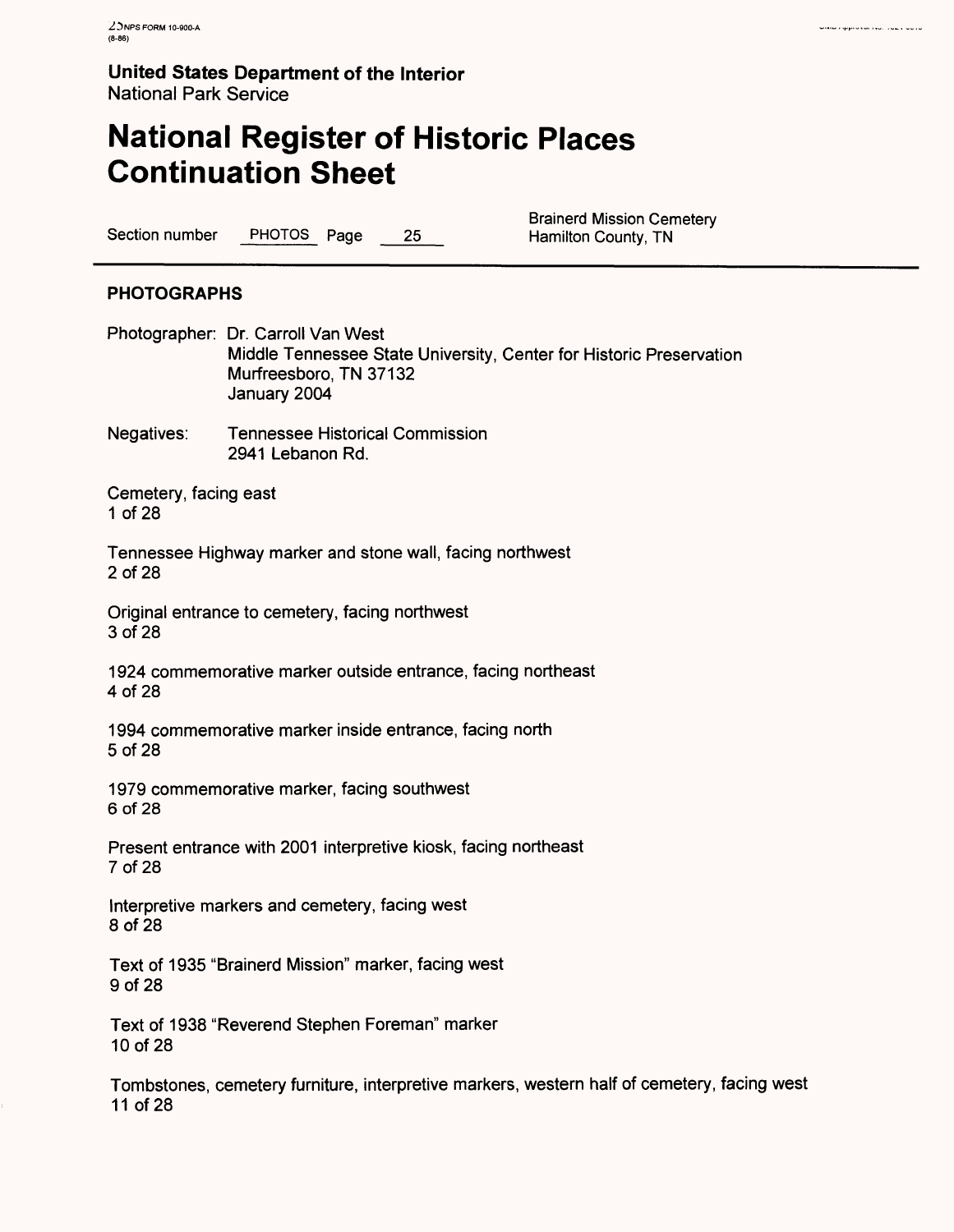**United States Department of the Interior**
National Park Service

# National Register of Historic Places Continuation Sheet

Section number PHOTOS Page 25

Brainerd Mission Cemetery
Hamilton County, TN

## PHOTOGRAPHS

Photographer: Dr. Carroll Van West
Middle Tennessee State University, Center for Historic Preservation
Murfreesboro, TN 37132
January 2004

Negatives: Tennessee Historical Commission
2941 Lebanon Rd.

Cemetery, facing east
1 of 28

Tennessee Highway marker and stone wall, facing northwest
2 of 28

Original entrance to cemetery, facing northwest
3 of 28

1924 commemorative marker outside entrance, facing northeast
4 of 28

1994 commemorative marker inside entrance, facing north
5 of 28

1979 commemorative marker, facing southwest
6 of 28

Present entrance with 2001 interpretive kiosk, facing northeast
7 of 28

Interpretive markers and cemetery, facing west
8 of 28

Text of 1935 "Brainerd Mission" marker, facing west
9 of 28

Text of 1938 "Reverend Stephen Foreman" marker
10 of 28

Tombstones, cemetery furniture, interpretive markers, western half of cemetery, facing west
11 of 28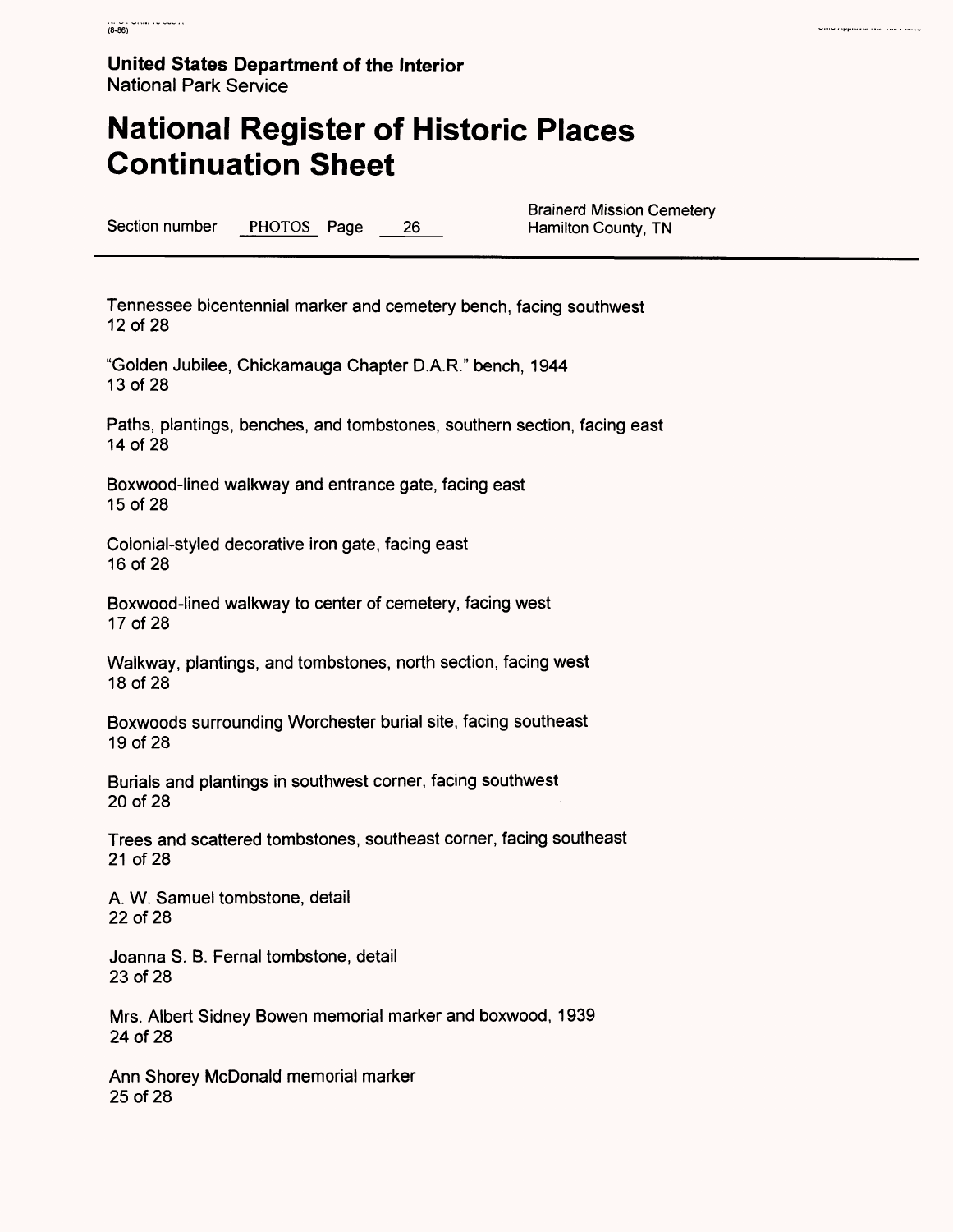**United States Department of the Interior**
National Park Service

# National Register of Historic Places Continuation Sheet

Section number PHOTOS Page 26

Brainerd Mission Cemetery
Hamilton County, TN

---

Tennessee bicentennial marker and cemetery bench, facing southwest
12 of 28

"Golden Jubilee, Chickamauga Chapter D.A.R." bench, 1944
13 of 28

Paths, plantings, benches, and tombstones, southern section, facing east
14 of 28

Boxwood-lined walkway and entrance gate, facing east
15 of 28

Colonial-styled decorative iron gate, facing east
16 of 28

Boxwood-lined walkway to center of cemetery, facing west
17 of 28

Walkway, plantings, and tombstones, north section, facing west
18 of 28

Boxwoods surrounding Worchester burial site, facing southeast
19 of 28

Burials and plantings in southwest corner, facing southwest
20 of 28

Trees and scattered tombstones, southeast corner, facing southeast
21 of 28

A. W. Samuel tombstone, detail
22 of 28

Joanna S. B. Fernal tombstone, detail
23 of 28

Mrs. Albert Sidney Bowen memorial marker and boxwood, 1939
24 of 28

Ann Shorey McDonald memorial marker
25 of 28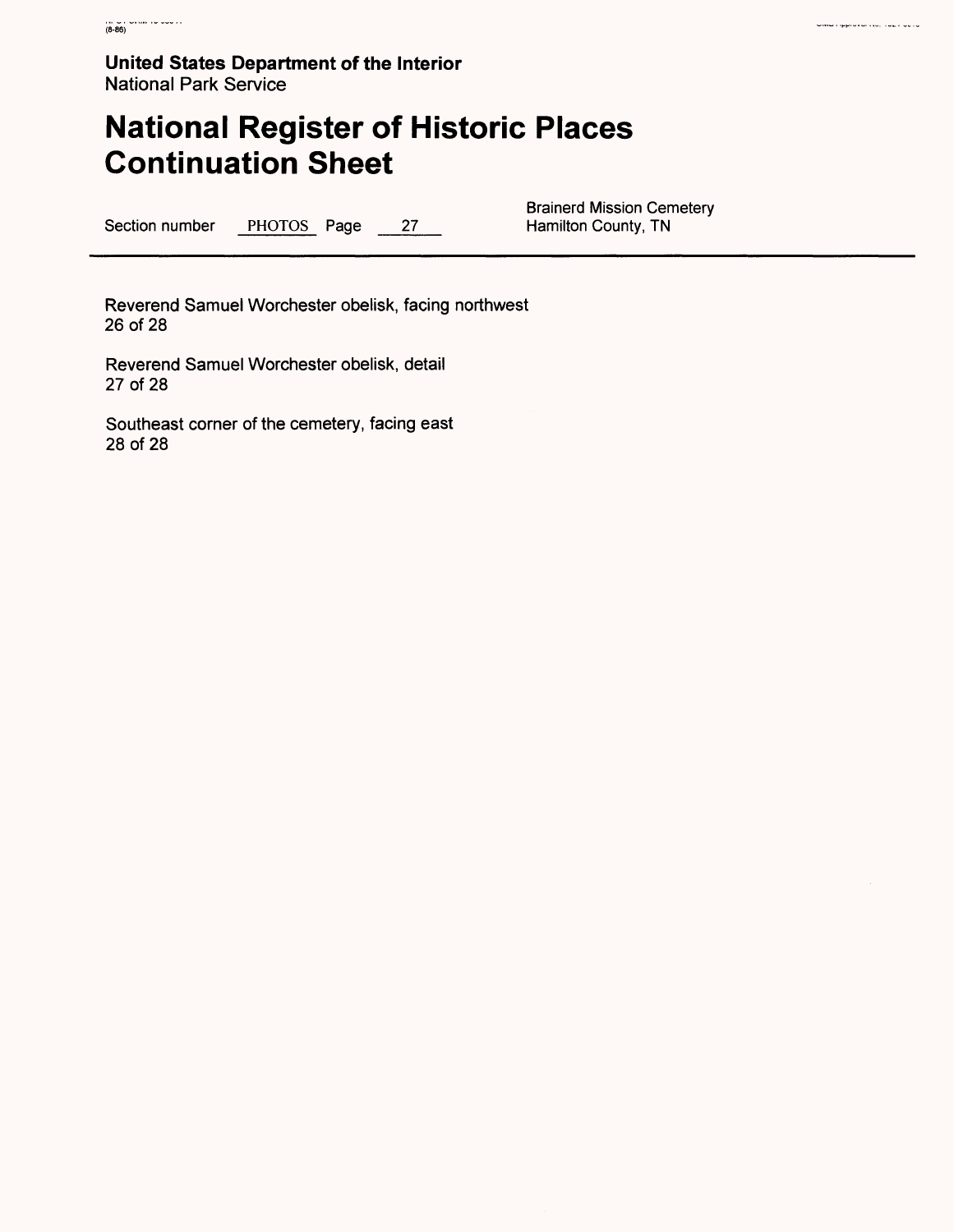**United States Department of the Interior**
National Park Service

# National Register of Historic Places Continuation Sheet

Section number PHOTOS Page 27

Brainerd Mission Cemetery
Hamilton County, TN

Reverend Samuel Worchester obelisk, facing northwest
26 of 28

Reverend Samuel Worchester obelisk, detail
27 of 28

Southeast corner of the cemetery, facing east
28 of 28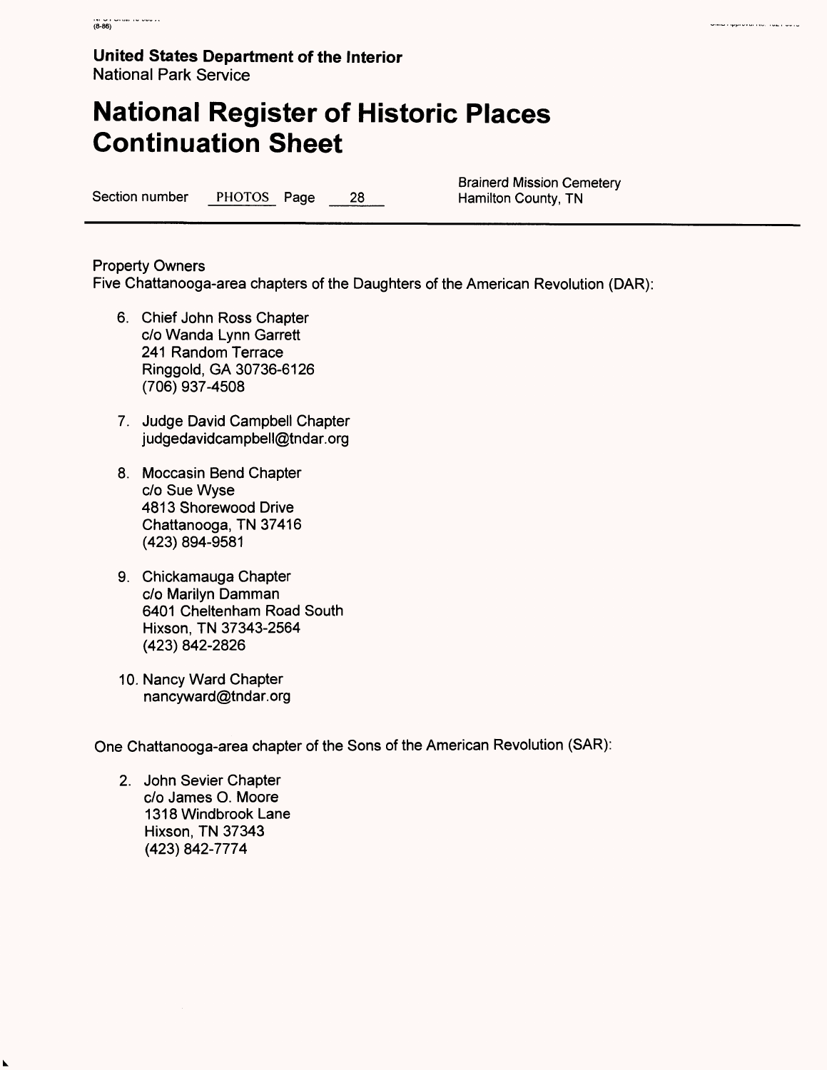**United States Department of the Interior**
National Park Service

# National Register of Historic Places Continuation Sheet

Section number PHOTOS Page 28

Brainerd Mission Cemetery
Hamilton County, TN

Property Owners
Five Chattanooga-area chapters of the Daughters of the American Revolution (DAR):

6. Chief John Ross Chapter
   c/o Wanda Lynn Garrett
   241 Random Terrace
   Ringgold, GA 30736-6126
   (706) 937-4508

7. Judge David Campbell Chapter
   judgedavidcampbell@tndar.org

8. Moccasin Bend Chapter
   c/o Sue Wyse
   4813 Shorewood Drive
   Chattanooga, TN 37416
   (423) 894-9581

9. Chickamauga Chapter
   c/o Marilyn Damman
   6401 Cheltenham Road South
   Hixson, TN 37343-2564
   (423) 842-2826

10. Nancy Ward Chapter
    nancyward@tndar.org

One Chattanooga-area chapter of the Sons of the American Revolution (SAR):

2. John Sevier Chapter
   c/o James O. Moore
   1318 Windbrook Lane
   Hixson, TN 37343
   (423) 842-7774